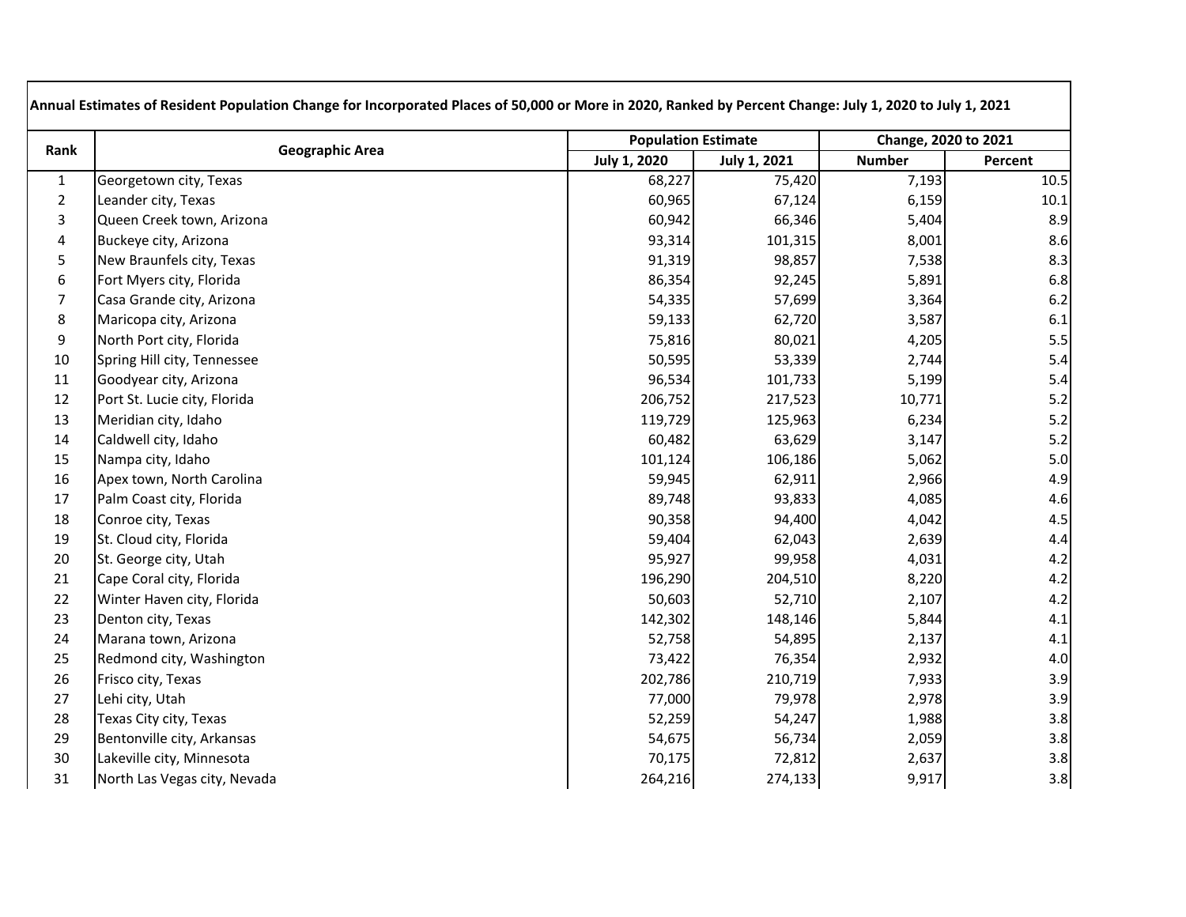**Annual Estimates of Resident Population Change for Incorporated Places of 50,000 or More in 2020, Ranked by Percent Change: July 1, 2020 to July 1, 2021**

| Rank | Geographic Area | Population Estimate | | Change, 2020 to 2021 | |
|---|---|---|---|---|---|
| | | July 1, 2020 | July 1, 2021 | Number | Percent |
| 1 | Georgetown city, Texas | 68,227 | 75,420 | 7,193 | 10.5 |
| 2 | Leander city, Texas | 60,965 | 67,124 | 6,159 | 10.1 |
| 3 | Queen Creek town, Arizona | 60,942 | 66,346 | 5,404 | 8.9 |
| 4 | Buckeye city, Arizona | 93,314 | 101,315 | 8,001 | 8.6 |
| 5 | New Braunfels city, Texas | 91,319 | 98,857 | 7,538 | 8.3 |
| 6 | Fort Myers city, Florida | 86,354 | 92,245 | 5,891 | 6.8 |
| 7 | Casa Grande city, Arizona | 54,335 | 57,699 | 3,364 | 6.2 |
| 8 | Maricopa city, Arizona | 59,133 | 62,720 | 3,587 | 6.1 |
| 9 | North Port city, Florida | 75,816 | 80,021 | 4,205 | 5.5 |
| 10 | Spring Hill city, Tennessee | 50,595 | 53,339 | 2,744 | 5.4 |
| 11 | Goodyear city, Arizona | 96,534 | 101,733 | 5,199 | 5.4 |
| 12 | Port St. Lucie city, Florida | 206,752 | 217,523 | 10,771 | 5.2 |
| 13 | Meridian city, Idaho | 119,729 | 125,963 | 6,234 | 5.2 |
| 14 | Caldwell city, Idaho | 60,482 | 63,629 | 3,147 | 5.2 |
| 15 | Nampa city, Idaho | 101,124 | 106,186 | 5,062 | 5.0 |
| 16 | Apex town, North Carolina | 59,945 | 62,911 | 2,966 | 4.9 |
| 17 | Palm Coast city, Florida | 89,748 | 93,833 | 4,085 | 4.6 |
| 18 | Conroe city, Texas | 90,358 | 94,400 | 4,042 | 4.5 |
| 19 | St. Cloud city, Florida | 59,404 | 62,043 | 2,639 | 4.4 |
| 20 | St. George city, Utah | 95,927 | 99,958 | 4,031 | 4.2 |
| 21 | Cape Coral city, Florida | 196,290 | 204,510 | 8,220 | 4.2 |
| 22 | Winter Haven city, Florida | 50,603 | 52,710 | 2,107 | 4.2 |
| 23 | Denton city, Texas | 142,302 | 148,146 | 5,844 | 4.1 |
| 24 | Marana town, Arizona | 52,758 | 54,895 | 2,137 | 4.1 |
| 25 | Redmond city, Washington | 73,422 | 76,354 | 2,932 | 4.0 |
| 26 | Frisco city, Texas | 202,786 | 210,719 | 7,933 | 3.9 |
| 27 | Lehi city, Utah | 77,000 | 79,978 | 2,978 | 3.9 |
| 28 | Texas City city, Texas | 52,259 | 54,247 | 1,988 | 3.8 |
| 29 | Bentonville city, Arkansas | 54,675 | 56,734 | 2,059 | 3.8 |
| 30 | Lakeville city, Minnesota | 70,175 | 72,812 | 2,637 | 3.8 |
| 31 | North Las Vegas city, Nevada | 264,216 | 274,133 | 9,917 | 3.8 |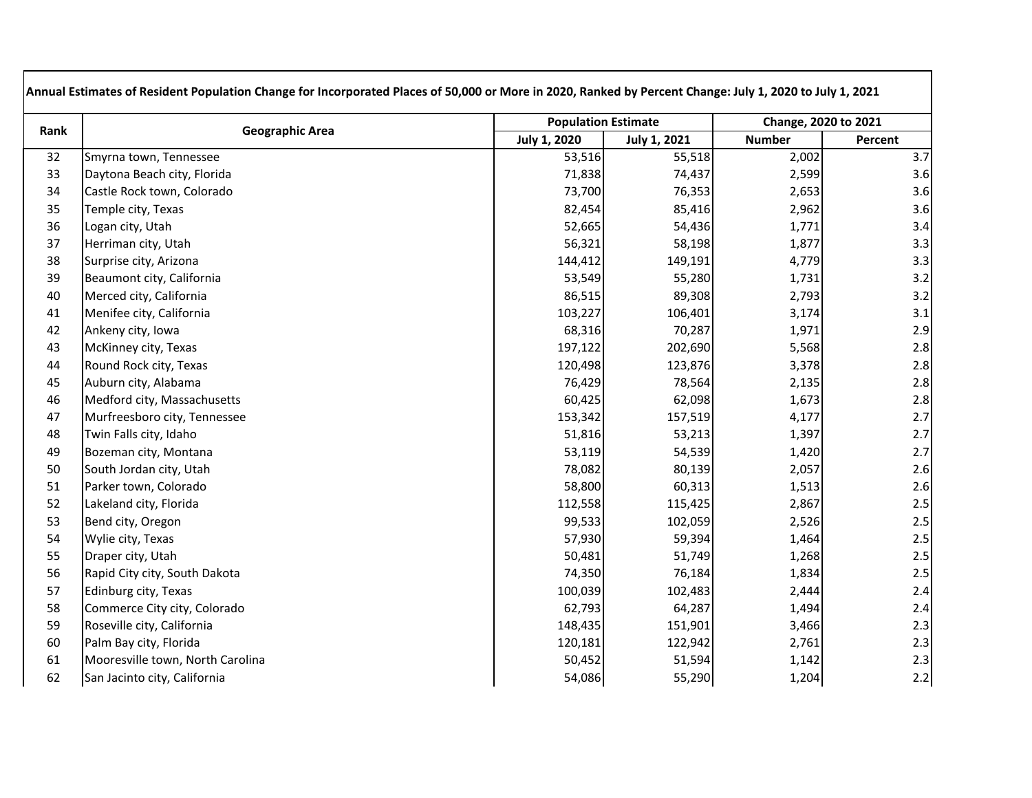**Annual Estimates of Resident Population Change for Incorporated Places of 50,000 or More in 2020, Ranked by Percent Change: July 1, 2020 to July 1, 2021**

| Rank | Geographic Area | Population Estimate | | Change, 2020 to 2021 | |
|---|---|---|---|---|---|
| | | July 1, 2020 | July 1, 2021 | Number | Percent |
| 32 | Smyrna town, Tennessee | 53,516 | 55,518 | 2,002 | 3.7 |
| 33 | Daytona Beach city, Florida | 71,838 | 74,437 | 2,599 | 3.6 |
| 34 | Castle Rock town, Colorado | 73,700 | 76,353 | 2,653 | 3.6 |
| 35 | Temple city, Texas | 82,454 | 85,416 | 2,962 | 3.6 |
| 36 | Logan city, Utah | 52,665 | 54,436 | 1,771 | 3.4 |
| 37 | Herriman city, Utah | 56,321 | 58,198 | 1,877 | 3.3 |
| 38 | Surprise city, Arizona | 144,412 | 149,191 | 4,779 | 3.3 |
| 39 | Beaumont city, California | 53,549 | 55,280 | 1,731 | 3.2 |
| 40 | Merced city, California | 86,515 | 89,308 | 2,793 | 3.2 |
| 41 | Menifee city, California | 103,227 | 106,401 | 3,174 | 3.1 |
| 42 | Ankeny city, Iowa | 68,316 | 70,287 | 1,971 | 2.9 |
| 43 | McKinney city, Texas | 197,122 | 202,690 | 5,568 | 2.8 |
| 44 | Round Rock city, Texas | 120,498 | 123,876 | 3,378 | 2.8 |
| 45 | Auburn city, Alabama | 76,429 | 78,564 | 2,135 | 2.8 |
| 46 | Medford city, Massachusetts | 60,425 | 62,098 | 1,673 | 2.8 |
| 47 | Murfreesboro city, Tennessee | 153,342 | 157,519 | 4,177 | 2.7 |
| 48 | Twin Falls city, Idaho | 51,816 | 53,213 | 1,397 | 2.7 |
| 49 | Bozeman city, Montana | 53,119 | 54,539 | 1,420 | 2.7 |
| 50 | South Jordan city, Utah | 78,082 | 80,139 | 2,057 | 2.6 |
| 51 | Parker town, Colorado | 58,800 | 60,313 | 1,513 | 2.6 |
| 52 | Lakeland city, Florida | 112,558 | 115,425 | 2,867 | 2.5 |
| 53 | Bend city, Oregon | 99,533 | 102,059 | 2,526 | 2.5 |
| 54 | Wylie city, Texas | 57,930 | 59,394 | 1,464 | 2.5 |
| 55 | Draper city, Utah | 50,481 | 51,749 | 1,268 | 2.5 |
| 56 | Rapid City city, South Dakota | 74,350 | 76,184 | 1,834 | 2.5 |
| 57 | Edinburg city, Texas | 100,039 | 102,483 | 2,444 | 2.4 |
| 58 | Commerce City city, Colorado | 62,793 | 64,287 | 1,494 | 2.4 |
| 59 | Roseville city, California | 148,435 | 151,901 | 3,466 | 2.3 |
| 60 | Palm Bay city, Florida | 120,181 | 122,942 | 2,761 | 2.3 |
| 61 | Mooresville town, North Carolina | 50,452 | 51,594 | 1,142 | 2.3 |
| 62 | San Jacinto city, California | 54,086 | 55,290 | 1,204 | 2.2 |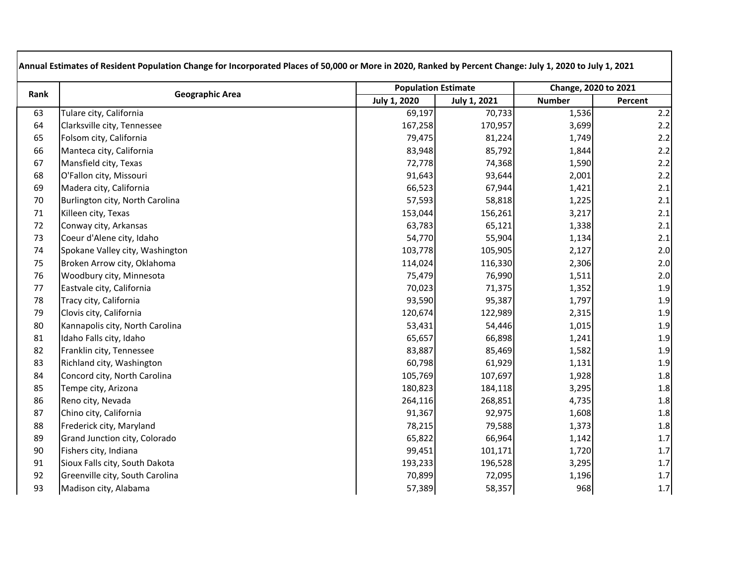| Annual Estimates of Resident Population Change for Incorporated Places of 50,000 or More in 2020, Ranked by Percent Change: July 1, 2020 to July 1, 2021 | | | | | |
|---|---|---|---|---|---|
| Rank | Geographic Area | Population Estimate | | Change, 2020 to 2021 | |
| | | July 1, 2020 | July 1, 2021 | Number | Percent |
| 63 | Tulare city, California | 69,197 | 70,733 | 1,536 | 2.2 |
| 64 | Clarksville city, Tennessee | 167,258 | 170,957 | 3,699 | 2.2 |
| 65 | Folsom city, California | 79,475 | 81,224 | 1,749 | 2.2 |
| 66 | Manteca city, California | 83,948 | 85,792 | 1,844 | 2.2 |
| 67 | Mansfield city, Texas | 72,778 | 74,368 | 1,590 | 2.2 |
| 68 | O'Fallon city, Missouri | 91,643 | 93,644 | 2,001 | 2.2 |
| 69 | Madera city, California | 66,523 | 67,944 | 1,421 | 2.1 |
| 70 | Burlington city, North Carolina | 57,593 | 58,818 | 1,225 | 2.1 |
| 71 | Killeen city, Texas | 153,044 | 156,261 | 3,217 | 2.1 |
| 72 | Conway city, Arkansas | 63,783 | 65,121 | 1,338 | 2.1 |
| 73 | Coeur d'Alene city, Idaho | 54,770 | 55,904 | 1,134 | 2.1 |
| 74 | Spokane Valley city, Washington | 103,778 | 105,905 | 2,127 | 2.0 |
| 75 | Broken Arrow city, Oklahoma | 114,024 | 116,330 | 2,306 | 2.0 |
| 76 | Woodbury city, Minnesota | 75,479 | 76,990 | 1,511 | 2.0 |
| 77 | Eastvale city, California | 70,023 | 71,375 | 1,352 | 1.9 |
| 78 | Tracy city, California | 93,590 | 95,387 | 1,797 | 1.9 |
| 79 | Clovis city, California | 120,674 | 122,989 | 2,315 | 1.9 |
| 80 | Kannapolis city, North Carolina | 53,431 | 54,446 | 1,015 | 1.9 |
| 81 | Idaho Falls city, Idaho | 65,657 | 66,898 | 1,241 | 1.9 |
| 82 | Franklin city, Tennessee | 83,887 | 85,469 | 1,582 | 1.9 |
| 83 | Richland city, Washington | 60,798 | 61,929 | 1,131 | 1.9 |
| 84 | Concord city, North Carolina | 105,769 | 107,697 | 1,928 | 1.8 |
| 85 | Tempe city, Arizona | 180,823 | 184,118 | 3,295 | 1.8 |
| 86 | Reno city, Nevada | 264,116 | 268,851 | 4,735 | 1.8 |
| 87 | Chino city, California | 91,367 | 92,975 | 1,608 | 1.8 |
| 88 | Frederick city, Maryland | 78,215 | 79,588 | 1,373 | 1.8 |
| 89 | Grand Junction city, Colorado | 65,822 | 66,964 | 1,142 | 1.7 |
| 90 | Fishers city, Indiana | 99,451 | 101,171 | 1,720 | 1.7 |
| 91 | Sioux Falls city, South Dakota | 193,233 | 196,528 | 3,295 | 1.7 |
| 92 | Greenville city, South Carolina | 70,899 | 72,095 | 1,196 | 1.7 |
| 93 | Madison city, Alabama | 57,389 | 58,357 | 968 | 1.7 |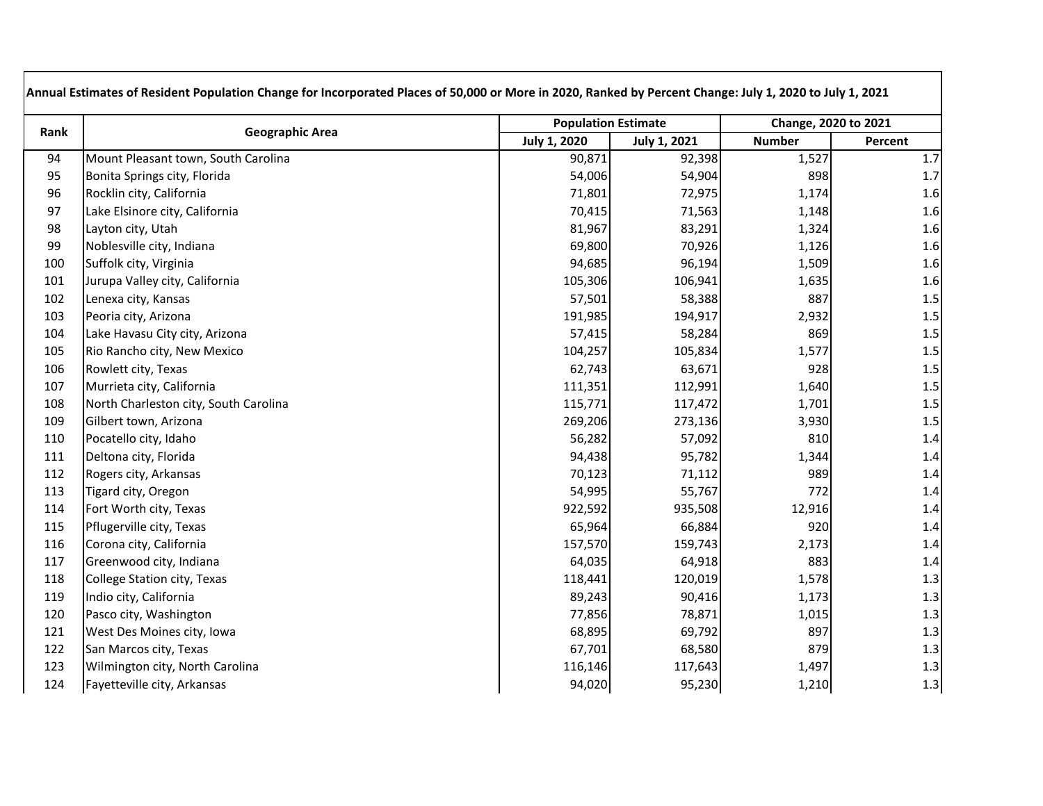| Annual Estimates of Resident Population Change for Incorporated Places of 50,000 or More in 2020, Ranked by Percent Change: July 1, 2020 to July 1, 2021 | | | | | |
|---|---|---|---|---|---|
| Rank | Geographic Area | Population Estimate | | Change, 2020 to 2021 | |
| | | July 1, 2020 | July 1, 2021 | Number | Percent |
| 94 | Mount Pleasant town, South Carolina | 90,871 | 92,398 | 1,527 | 1.7 |
| 95 | Bonita Springs city, Florida | 54,006 | 54,904 | 898 | 1.7 |
| 96 | Rocklin city, California | 71,801 | 72,975 | 1,174 | 1.6 |
| 97 | Lake Elsinore city, California | 70,415 | 71,563 | 1,148 | 1.6 |
| 98 | Layton city, Utah | 81,967 | 83,291 | 1,324 | 1.6 |
| 99 | Noblesville city, Indiana | 69,800 | 70,926 | 1,126 | 1.6 |
| 100 | Suffolk city, Virginia | 94,685 | 96,194 | 1,509 | 1.6 |
| 101 | Jurupa Valley city, California | 105,306 | 106,941 | 1,635 | 1.6 |
| 102 | Lenexa city, Kansas | 57,501 | 58,388 | 887 | 1.5 |
| 103 | Peoria city, Arizona | 191,985 | 194,917 | 2,932 | 1.5 |
| 104 | Lake Havasu City city, Arizona | 57,415 | 58,284 | 869 | 1.5 |
| 105 | Rio Rancho city, New Mexico | 104,257 | 105,834 | 1,577 | 1.5 |
| 106 | Rowlett city, Texas | 62,743 | 63,671 | 928 | 1.5 |
| 107 | Murrieta city, California | 111,351 | 112,991 | 1,640 | 1.5 |
| 108 | North Charleston city, South Carolina | 115,771 | 117,472 | 1,701 | 1.5 |
| 109 | Gilbert town, Arizona | 269,206 | 273,136 | 3,930 | 1.5 |
| 110 | Pocatello city, Idaho | 56,282 | 57,092 | 810 | 1.4 |
| 111 | Deltona city, Florida | 94,438 | 95,782 | 1,344 | 1.4 |
| 112 | Rogers city, Arkansas | 70,123 | 71,112 | 989 | 1.4 |
| 113 | Tigard city, Oregon | 54,995 | 55,767 | 772 | 1.4 |
| 114 | Fort Worth city, Texas | 922,592 | 935,508 | 12,916 | 1.4 |
| 115 | Pflugerville city, Texas | 65,964 | 66,884 | 920 | 1.4 |
| 116 | Corona city, California | 157,570 | 159,743 | 2,173 | 1.4 |
| 117 | Greenwood city, Indiana | 64,035 | 64,918 | 883 | 1.4 |
| 118 | College Station city, Texas | 118,441 | 120,019 | 1,578 | 1.3 |
| 119 | Indio city, California | 89,243 | 90,416 | 1,173 | 1.3 |
| 120 | Pasco city, Washington | 77,856 | 78,871 | 1,015 | 1.3 |
| 121 | West Des Moines city, Iowa | 68,895 | 69,792 | 897 | 1.3 |
| 122 | San Marcos city, Texas | 67,701 | 68,580 | 879 | 1.3 |
| 123 | Wilmington city, North Carolina | 116,146 | 117,643 | 1,497 | 1.3 |
| 124 | Fayetteville city, Arkansas | 94,020 | 95,230 | 1,210 | 1.3 |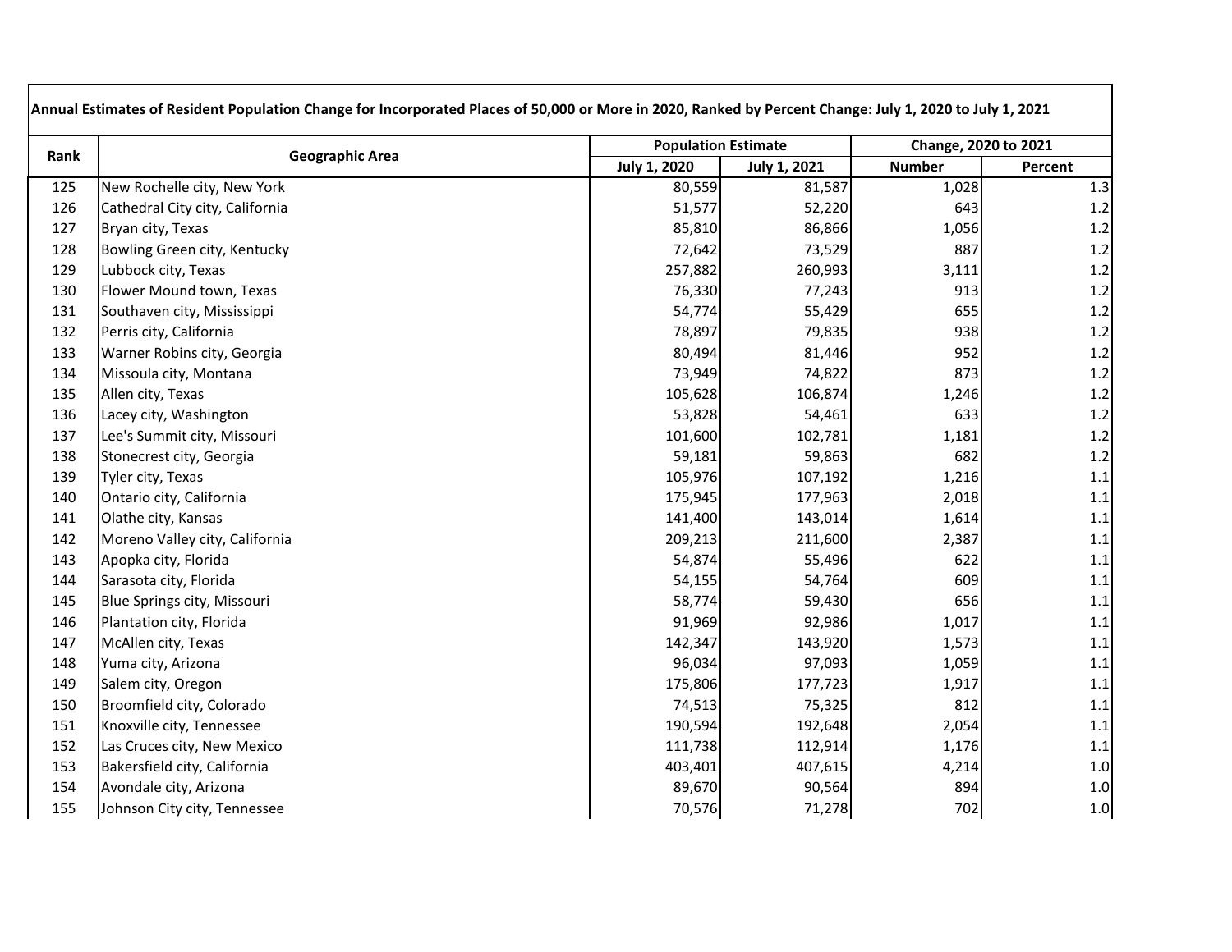| Annual Estimates of Resident Population Change for Incorporated Places of 50,000 or More in 2020, Ranked by Percent Change: July 1, 2020 to July 1, 2021 | | | | | |
|---|---|---|---|---|---|
| Rank | Geographic Area | Population Estimate | | Change, 2020 to 2021 | |
| | | July 1, 2020 | July 1, 2021 | Number | Percent |
| 125 | New Rochelle city, New York | 80,559 | 81,587 | 1,028 | 1.3 |
| 126 | Cathedral City city, California | 51,577 | 52,220 | 643 | 1.2 |
| 127 | Bryan city, Texas | 85,810 | 86,866 | 1,056 | 1.2 |
| 128 | Bowling Green city, Kentucky | 72,642 | 73,529 | 887 | 1.2 |
| 129 | Lubbock city, Texas | 257,882 | 260,993 | 3,111 | 1.2 |
| 130 | Flower Mound town, Texas | 76,330 | 77,243 | 913 | 1.2 |
| 131 | Southaven city, Mississippi | 54,774 | 55,429 | 655 | 1.2 |
| 132 | Perris city, California | 78,897 | 79,835 | 938 | 1.2 |
| 133 | Warner Robins city, Georgia | 80,494 | 81,446 | 952 | 1.2 |
| 134 | Missoula city, Montana | 73,949 | 74,822 | 873 | 1.2 |
| 135 | Allen city, Texas | 105,628 | 106,874 | 1,246 | 1.2 |
| 136 | Lacey city, Washington | 53,828 | 54,461 | 633 | 1.2 |
| 137 | Lee's Summit city, Missouri | 101,600 | 102,781 | 1,181 | 1.2 |
| 138 | Stonecrest city, Georgia | 59,181 | 59,863 | 682 | 1.2 |
| 139 | Tyler city, Texas | 105,976 | 107,192 | 1,216 | 1.1 |
| 140 | Ontario city, California | 175,945 | 177,963 | 2,018 | 1.1 |
| 141 | Olathe city, Kansas | 141,400 | 143,014 | 1,614 | 1.1 |
| 142 | Moreno Valley city, California | 209,213 | 211,600 | 2,387 | 1.1 |
| 143 | Apopka city, Florida | 54,874 | 55,496 | 622 | 1.1 |
| 144 | Sarasota city, Florida | 54,155 | 54,764 | 609 | 1.1 |
| 145 | Blue Springs city, Missouri | 58,774 | 59,430 | 656 | 1.1 |
| 146 | Plantation city, Florida | 91,969 | 92,986 | 1,017 | 1.1 |
| 147 | McAllen city, Texas | 142,347 | 143,920 | 1,573 | 1.1 |
| 148 | Yuma city, Arizona | 96,034 | 97,093 | 1,059 | 1.1 |
| 149 | Salem city, Oregon | 175,806 | 177,723 | 1,917 | 1.1 |
| 150 | Broomfield city, Colorado | 74,513 | 75,325 | 812 | 1.1 |
| 151 | Knoxville city, Tennessee | 190,594 | 192,648 | 2,054 | 1.1 |
| 152 | Las Cruces city, New Mexico | 111,738 | 112,914 | 1,176 | 1.1 |
| 153 | Bakersfield city, California | 403,401 | 407,615 | 4,214 | 1.0 |
| 154 | Avondale city, Arizona | 89,670 | 90,564 | 894 | 1.0 |
| 155 | Johnson City city, Tennessee | 70,576 | 71,278 | 702 | 1.0 |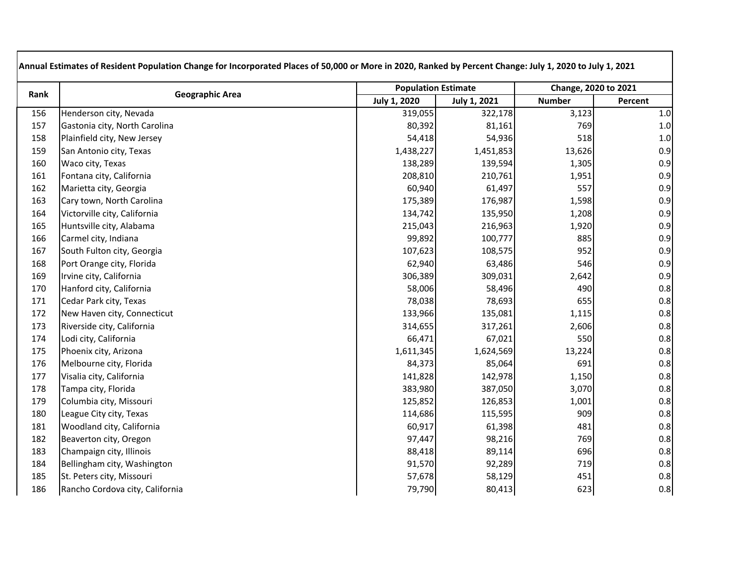| Annual Estimates of Resident Population Change for Incorporated Places of 50,000 or More in 2020, Ranked by Percent Change: July 1, 2020 to July 1, 2021 | | | | | |
|---|---|---|---|---|---|
| Rank | Geographic Area | Population Estimate | | Change, 2020 to 2021 | |
| | | July 1, 2020 | July 1, 2021 | Number | Percent |
| 156 | Henderson city, Nevada | 319,055 | 322,178 | 3,123 | 1.0 |
| 157 | Gastonia city, North Carolina | 80,392 | 81,161 | 769 | 1.0 |
| 158 | Plainfield city, New Jersey | 54,418 | 54,936 | 518 | 1.0 |
| 159 | San Antonio city, Texas | 1,438,227 | 1,451,853 | 13,626 | 0.9 |
| 160 | Waco city, Texas | 138,289 | 139,594 | 1,305 | 0.9 |
| 161 | Fontana city, California | 208,810 | 210,761 | 1,951 | 0.9 |
| 162 | Marietta city, Georgia | 60,940 | 61,497 | 557 | 0.9 |
| 163 | Cary town, North Carolina | 175,389 | 176,987 | 1,598 | 0.9 |
| 164 | Victorville city, California | 134,742 | 135,950 | 1,208 | 0.9 |
| 165 | Huntsville city, Alabama | 215,043 | 216,963 | 1,920 | 0.9 |
| 166 | Carmel city, Indiana | 99,892 | 100,777 | 885 | 0.9 |
| 167 | South Fulton city, Georgia | 107,623 | 108,575 | 952 | 0.9 |
| 168 | Port Orange city, Florida | 62,940 | 63,486 | 546 | 0.9 |
| 169 | Irvine city, California | 306,389 | 309,031 | 2,642 | 0.9 |
| 170 | Hanford city, California | 58,006 | 58,496 | 490 | 0.8 |
| 171 | Cedar Park city, Texas | 78,038 | 78,693 | 655 | 0.8 |
| 172 | New Haven city, Connecticut | 133,966 | 135,081 | 1,115 | 0.8 |
| 173 | Riverside city, California | 314,655 | 317,261 | 2,606 | 0.8 |
| 174 | Lodi city, California | 66,471 | 67,021 | 550 | 0.8 |
| 175 | Phoenix city, Arizona | 1,611,345 | 1,624,569 | 13,224 | 0.8 |
| 176 | Melbourne city, Florida | 84,373 | 85,064 | 691 | 0.8 |
| 177 | Visalia city, California | 141,828 | 142,978 | 1,150 | 0.8 |
| 178 | Tampa city, Florida | 383,980 | 387,050 | 3,070 | 0.8 |
| 179 | Columbia city, Missouri | 125,852 | 126,853 | 1,001 | 0.8 |
| 180 | League City city, Texas | 114,686 | 115,595 | 909 | 0.8 |
| 181 | Woodland city, California | 60,917 | 61,398 | 481 | 0.8 |
| 182 | Beaverton city, Oregon | 97,447 | 98,216 | 769 | 0.8 |
| 183 | Champaign city, Illinois | 88,418 | 89,114 | 696 | 0.8 |
| 184 | Bellingham city, Washington | 91,570 | 92,289 | 719 | 0.8 |
| 185 | St. Peters city, Missouri | 57,678 | 58,129 | 451 | 0.8 |
| 186 | Rancho Cordova city, California | 79,790 | 80,413 | 623 | 0.8 |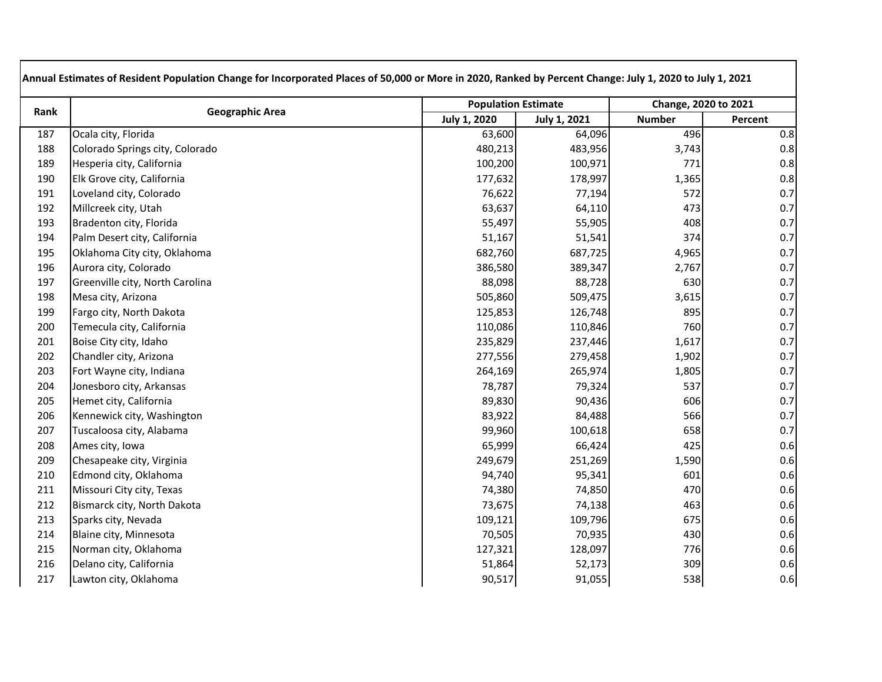| Annual Estimates of Resident Population Change for Incorporated Places of 50,000 or More in 2020, Ranked by Percent Change: July 1, 2020 to July 1, 2021 | | | | | |
|---|---|---|---|---|---|
| Rank | Geographic Area | Population Estimate | | Change, 2020 to 2021 | |
| | | July 1, 2020 | July 1, 2021 | Number | Percent |
| 187 | Ocala city, Florida | 63,600 | 64,096 | 496 | 0.8 |
| 188 | Colorado Springs city, Colorado | 480,213 | 483,956 | 3,743 | 0.8 |
| 189 | Hesperia city, California | 100,200 | 100,971 | 771 | 0.8 |
| 190 | Elk Grove city, California | 177,632 | 178,997 | 1,365 | 0.8 |
| 191 | Loveland city, Colorado | 76,622 | 77,194 | 572 | 0.7 |
| 192 | Millcreek city, Utah | 63,637 | 64,110 | 473 | 0.7 |
| 193 | Bradenton city, Florida | 55,497 | 55,905 | 408 | 0.7 |
| 194 | Palm Desert city, California | 51,167 | 51,541 | 374 | 0.7 |
| 195 | Oklahoma City city, Oklahoma | 682,760 | 687,725 | 4,965 | 0.7 |
| 196 | Aurora city, Colorado | 386,580 | 389,347 | 2,767 | 0.7 |
| 197 | Greenville city, North Carolina | 88,098 | 88,728 | 630 | 0.7 |
| 198 | Mesa city, Arizona | 505,860 | 509,475 | 3,615 | 0.7 |
| 199 | Fargo city, North Dakota | 125,853 | 126,748 | 895 | 0.7 |
| 200 | Temecula city, California | 110,086 | 110,846 | 760 | 0.7 |
| 201 | Boise City city, Idaho | 235,829 | 237,446 | 1,617 | 0.7 |
| 202 | Chandler city, Arizona | 277,556 | 279,458 | 1,902 | 0.7 |
| 203 | Fort Wayne city, Indiana | 264,169 | 265,974 | 1,805 | 0.7 |
| 204 | Jonesboro city, Arkansas | 78,787 | 79,324 | 537 | 0.7 |
| 205 | Hemet city, California | 89,830 | 90,436 | 606 | 0.7 |
| 206 | Kennewick city, Washington | 83,922 | 84,488 | 566 | 0.7 |
| 207 | Tuscaloosa city, Alabama | 99,960 | 100,618 | 658 | 0.7 |
| 208 | Ames city, Iowa | 65,999 | 66,424 | 425 | 0.6 |
| 209 | Chesapeake city, Virginia | 249,679 | 251,269 | 1,590 | 0.6 |
| 210 | Edmond city, Oklahoma | 94,740 | 95,341 | 601 | 0.6 |
| 211 | Missouri City city, Texas | 74,380 | 74,850 | 470 | 0.6 |
| 212 | Bismarck city, North Dakota | 73,675 | 74,138 | 463 | 0.6 |
| 213 | Sparks city, Nevada | 109,121 | 109,796 | 675 | 0.6 |
| 214 | Blaine city, Minnesota | 70,505 | 70,935 | 430 | 0.6 |
| 215 | Norman city, Oklahoma | 127,321 | 128,097 | 776 | 0.6 |
| 216 | Delano city, California | 51,864 | 52,173 | 309 | 0.6 |
| 217 | Lawton city, Oklahoma | 90,517 | 91,055 | 538 | 0.6 |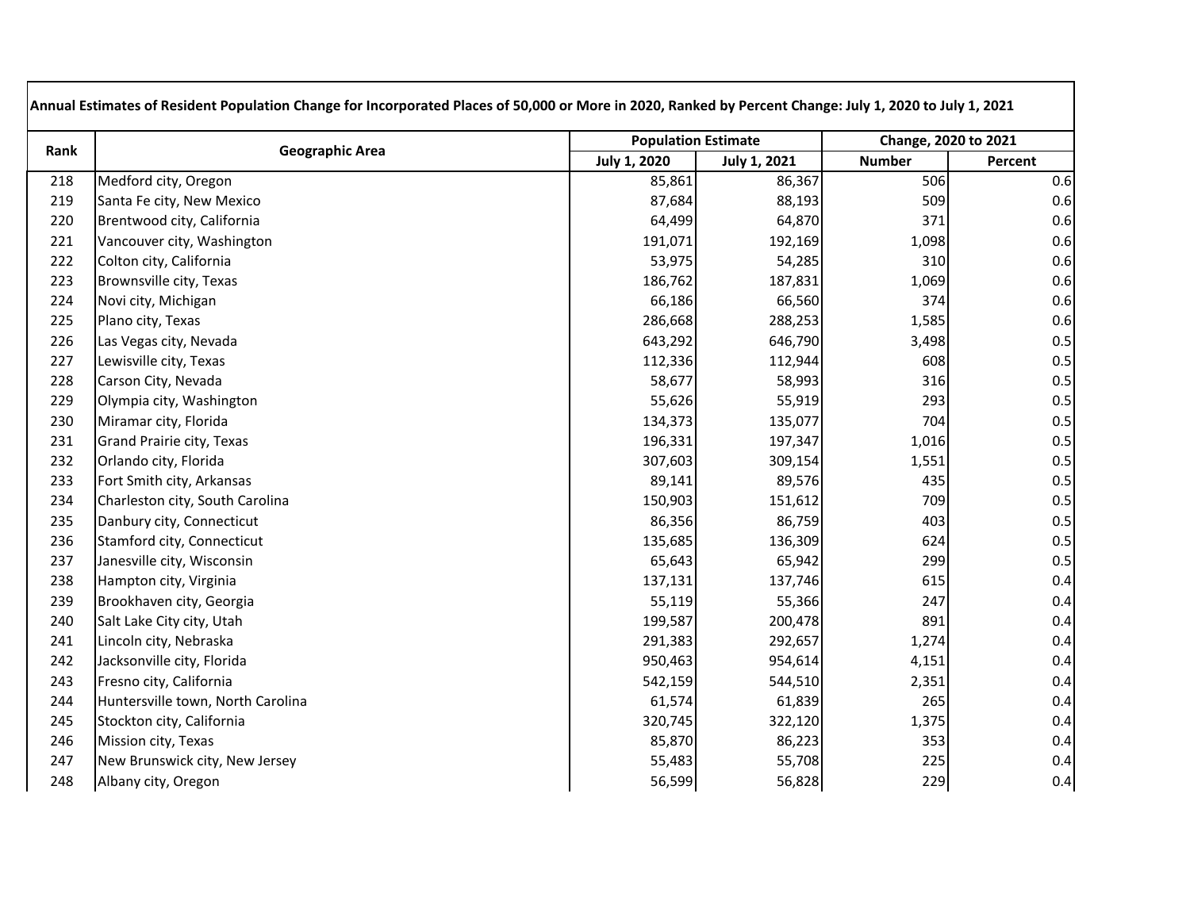| Annual Estimates of Resident Population Change for Incorporated Places of 50,000 or More in 2020, Ranked by Percent Change: July 1, 2020 to July 1, 2021 | | | | | |
|---|---|---|---|---|---|
| Rank | Geographic Area | Population Estimate | | Change, 2020 to 2021 | |
| | | July 1, 2020 | July 1, 2021 | Number | Percent |
| 218 | Medford city, Oregon | 85,861 | 86,367 | 506 | 0.6 |
| 219 | Santa Fe city, New Mexico | 87,684 | 88,193 | 509 | 0.6 |
| 220 | Brentwood city, California | 64,499 | 64,870 | 371 | 0.6 |
| 221 | Vancouver city, Washington | 191,071 | 192,169 | 1,098 | 0.6 |
| 222 | Colton city, California | 53,975 | 54,285 | 310 | 0.6 |
| 223 | Brownsville city, Texas | 186,762 | 187,831 | 1,069 | 0.6 |
| 224 | Novi city, Michigan | 66,186 | 66,560 | 374 | 0.6 |
| 225 | Plano city, Texas | 286,668 | 288,253 | 1,585 | 0.6 |
| 226 | Las Vegas city, Nevada | 643,292 | 646,790 | 3,498 | 0.5 |
| 227 | Lewisville city, Texas | 112,336 | 112,944 | 608 | 0.5 |
| 228 | Carson City, Nevada | 58,677 | 58,993 | 316 | 0.5 |
| 229 | Olympia city, Washington | 55,626 | 55,919 | 293 | 0.5 |
| 230 | Miramar city, Florida | 134,373 | 135,077 | 704 | 0.5 |
| 231 | Grand Prairie city, Texas | 196,331 | 197,347 | 1,016 | 0.5 |
| 232 | Orlando city, Florida | 307,603 | 309,154 | 1,551 | 0.5 |
| 233 | Fort Smith city, Arkansas | 89,141 | 89,576 | 435 | 0.5 |
| 234 | Charleston city, South Carolina | 150,903 | 151,612 | 709 | 0.5 |
| 235 | Danbury city, Connecticut | 86,356 | 86,759 | 403 | 0.5 |
| 236 | Stamford city, Connecticut | 135,685 | 136,309 | 624 | 0.5 |
| 237 | Janesville city, Wisconsin | 65,643 | 65,942 | 299 | 0.5 |
| 238 | Hampton city, Virginia | 137,131 | 137,746 | 615 | 0.4 |
| 239 | Brookhaven city, Georgia | 55,119 | 55,366 | 247 | 0.4 |
| 240 | Salt Lake City city, Utah | 199,587 | 200,478 | 891 | 0.4 |
| 241 | Lincoln city, Nebraska | 291,383 | 292,657 | 1,274 | 0.4 |
| 242 | Jacksonville city, Florida | 950,463 | 954,614 | 4,151 | 0.4 |
| 243 | Fresno city, California | 542,159 | 544,510 | 2,351 | 0.4 |
| 244 | Huntersville town, North Carolina | 61,574 | 61,839 | 265 | 0.4 |
| 245 | Stockton city, California | 320,745 | 322,120 | 1,375 | 0.4 |
| 246 | Mission city, Texas | 85,870 | 86,223 | 353 | 0.4 |
| 247 | New Brunswick city, New Jersey | 55,483 | 55,708 | 225 | 0.4 |
| 248 | Albany city, Oregon | 56,599 | 56,828 | 229 | 0.4 |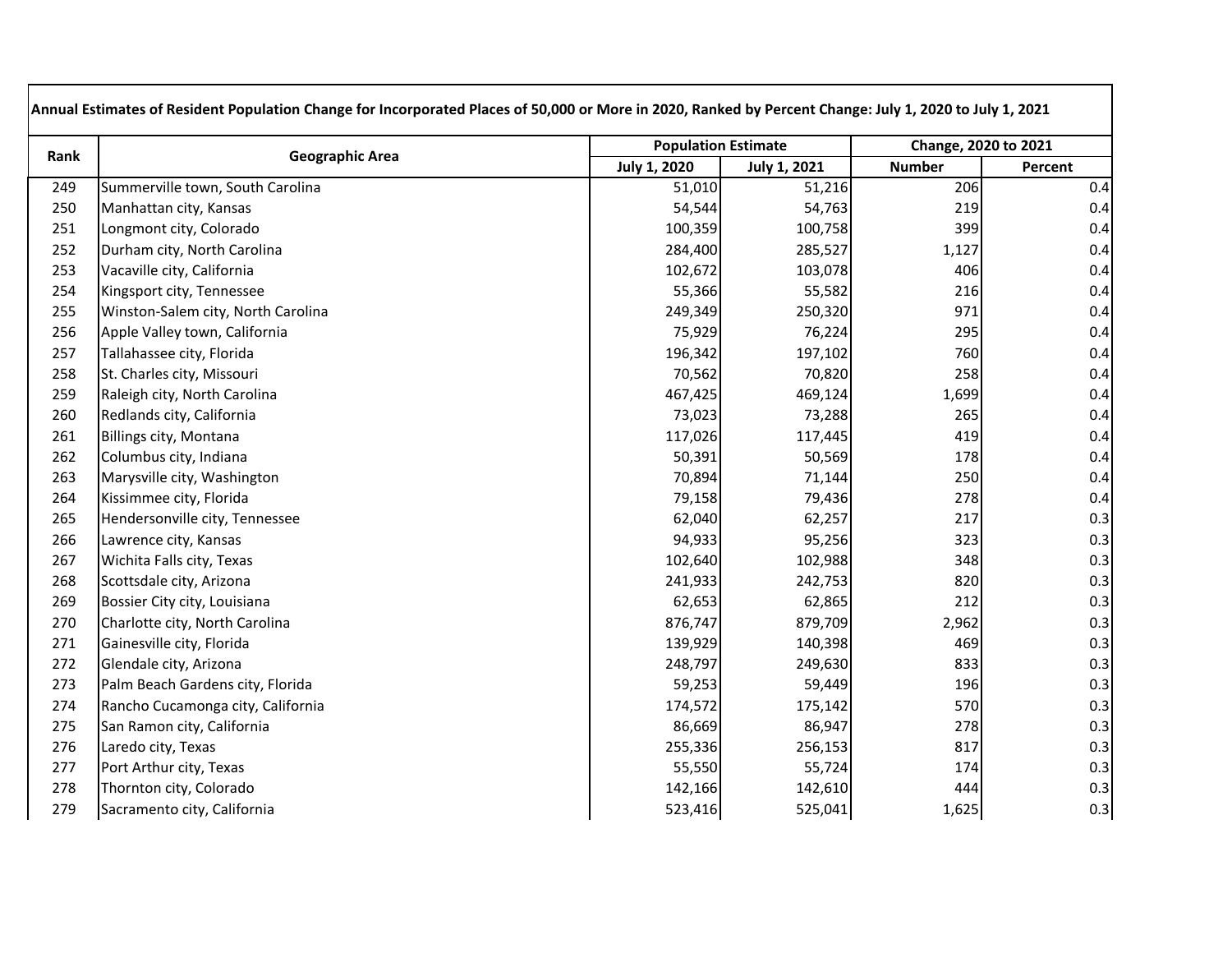| Annual Estimates of Resident Population Change for Incorporated Places of 50,000 or More in 2020, Ranked by Percent Change: July 1, 2020 to July 1, 2021 | | | | | |
|---|---|---|---|---|---|
| Rank | Geographic Area | Population Estimate | | Change, 2020 to 2021 | |
| | | July 1, 2020 | July 1, 2021 | Number | Percent |
| 249 | Summerville town, South Carolina | 51,010 | 51,216 | 206 | 0.4 |
| 250 | Manhattan city, Kansas | 54,544 | 54,763 | 219 | 0.4 |
| 251 | Longmont city, Colorado | 100,359 | 100,758 | 399 | 0.4 |
| 252 | Durham city, North Carolina | 284,400 | 285,527 | 1,127 | 0.4 |
| 253 | Vacaville city, California | 102,672 | 103,078 | 406 | 0.4 |
| 254 | Kingsport city, Tennessee | 55,366 | 55,582 | 216 | 0.4 |
| 255 | Winston-Salem city, North Carolina | 249,349 | 250,320 | 971 | 0.4 |
| 256 | Apple Valley town, California | 75,929 | 76,224 | 295 | 0.4 |
| 257 | Tallahassee city, Florida | 196,342 | 197,102 | 760 | 0.4 |
| 258 | St. Charles city, Missouri | 70,562 | 70,820 | 258 | 0.4 |
| 259 | Raleigh city, North Carolina | 467,425 | 469,124 | 1,699 | 0.4 |
| 260 | Redlands city, California | 73,023 | 73,288 | 265 | 0.4 |
| 261 | Billings city, Montana | 117,026 | 117,445 | 419 | 0.4 |
| 262 | Columbus city, Indiana | 50,391 | 50,569 | 178 | 0.4 |
| 263 | Marysville city, Washington | 70,894 | 71,144 | 250 | 0.4 |
| 264 | Kissimmee city, Florida | 79,158 | 79,436 | 278 | 0.4 |
| 265 | Hendersonville city, Tennessee | 62,040 | 62,257 | 217 | 0.3 |
| 266 | Lawrence city, Kansas | 94,933 | 95,256 | 323 | 0.3 |
| 267 | Wichita Falls city, Texas | 102,640 | 102,988 | 348 | 0.3 |
| 268 | Scottsdale city, Arizona | 241,933 | 242,753 | 820 | 0.3 |
| 269 | Bossier City city, Louisiana | 62,653 | 62,865 | 212 | 0.3 |
| 270 | Charlotte city, North Carolina | 876,747 | 879,709 | 2,962 | 0.3 |
| 271 | Gainesville city, Florida | 139,929 | 140,398 | 469 | 0.3 |
| 272 | Glendale city, Arizona | 248,797 | 249,630 | 833 | 0.3 |
| 273 | Palm Beach Gardens city, Florida | 59,253 | 59,449 | 196 | 0.3 |
| 274 | Rancho Cucamonga city, California | 174,572 | 175,142 | 570 | 0.3 |
| 275 | San Ramon city, California | 86,669 | 86,947 | 278 | 0.3 |
| 276 | Laredo city, Texas | 255,336 | 256,153 | 817 | 0.3 |
| 277 | Port Arthur city, Texas | 55,550 | 55,724 | 174 | 0.3 |
| 278 | Thornton city, Colorado | 142,166 | 142,610 | 444 | 0.3 |
| 279 | Sacramento city, California | 523,416 | 525,041 | 1,625 | 0.3 |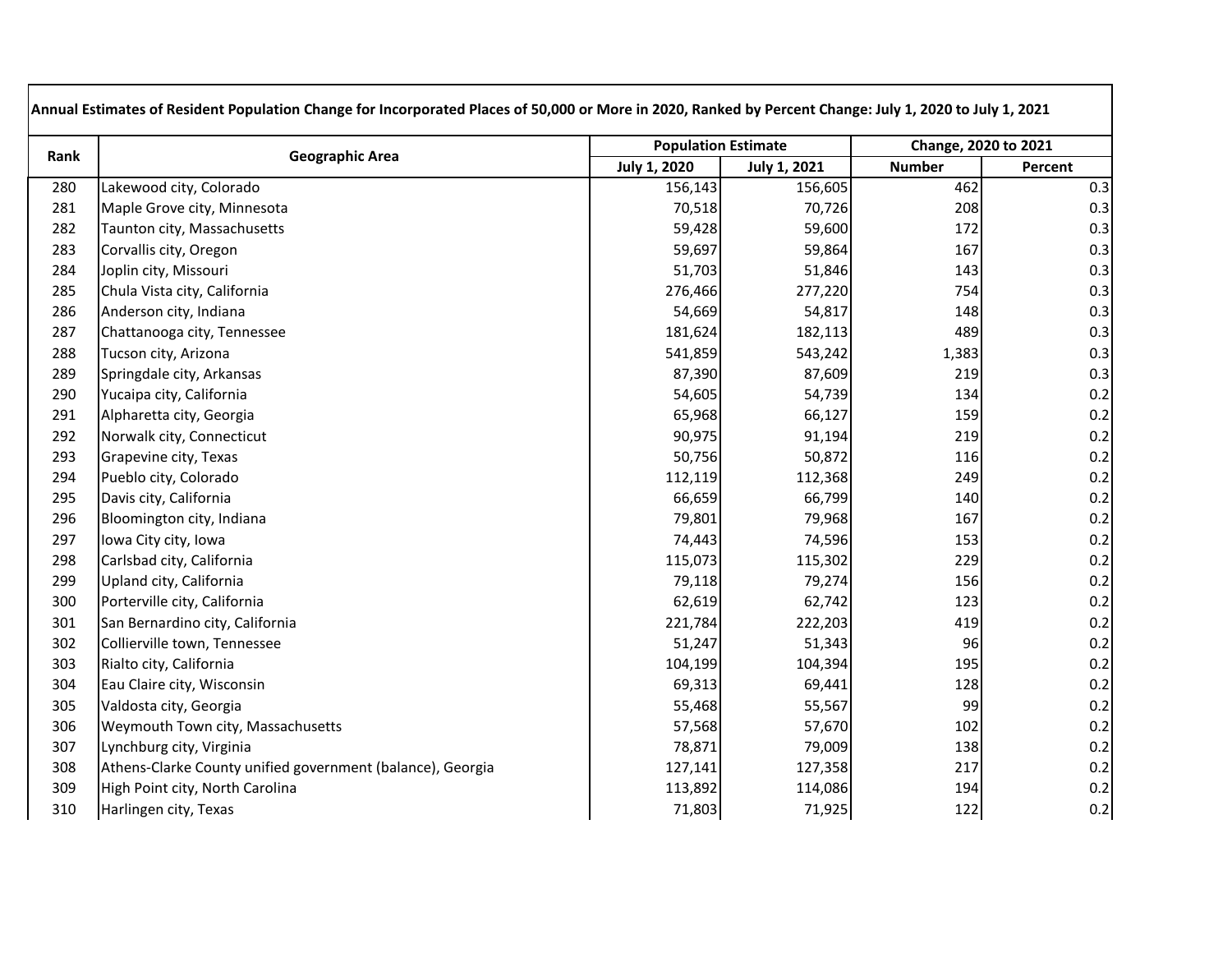| Annual Estimates of Resident Population Change for Incorporated Places of 50,000 or More in 2020, Ranked by Percent Change: July 1, 2020 to July 1, 2021 | | | | | |
|---|---|---|---|---|---|
| Rank | Geographic Area | Population Estimate | | Change, 2020 to 2021 | |
| | | July 1, 2020 | July 1, 2021 | Number | Percent |
| 280 | Lakewood city, Colorado | 156,143 | 156,605 | 462 | 0.3 |
| 281 | Maple Grove city, Minnesota | 70,518 | 70,726 | 208 | 0.3 |
| 282 | Taunton city, Massachusetts | 59,428 | 59,600 | 172 | 0.3 |
| 283 | Corvallis city, Oregon | 59,697 | 59,864 | 167 | 0.3 |
| 284 | Joplin city, Missouri | 51,703 | 51,846 | 143 | 0.3 |
| 285 | Chula Vista city, California | 276,466 | 277,220 | 754 | 0.3 |
| 286 | Anderson city, Indiana | 54,669 | 54,817 | 148 | 0.3 |
| 287 | Chattanooga city, Tennessee | 181,624 | 182,113 | 489 | 0.3 |
| 288 | Tucson city, Arizona | 541,859 | 543,242 | 1,383 | 0.3 |
| 289 | Springdale city, Arkansas | 87,390 | 87,609 | 219 | 0.3 |
| 290 | Yucaipa city, California | 54,605 | 54,739 | 134 | 0.2 |
| 291 | Alpharetta city, Georgia | 65,968 | 66,127 | 159 | 0.2 |
| 292 | Norwalk city, Connecticut | 90,975 | 91,194 | 219 | 0.2 |
| 293 | Grapevine city, Texas | 50,756 | 50,872 | 116 | 0.2 |
| 294 | Pueblo city, Colorado | 112,119 | 112,368 | 249 | 0.2 |
| 295 | Davis city, California | 66,659 | 66,799 | 140 | 0.2 |
| 296 | Bloomington city, Indiana | 79,801 | 79,968 | 167 | 0.2 |
| 297 | Iowa City city, Iowa | 74,443 | 74,596 | 153 | 0.2 |
| 298 | Carlsbad city, California | 115,073 | 115,302 | 229 | 0.2 |
| 299 | Upland city, California | 79,118 | 79,274 | 156 | 0.2 |
| 300 | Porterville city, California | 62,619 | 62,742 | 123 | 0.2 |
| 301 | San Bernardino city, California | 221,784 | 222,203 | 419 | 0.2 |
| 302 | Collierville town, Tennessee | 51,247 | 51,343 | 96 | 0.2 |
| 303 | Rialto city, California | 104,199 | 104,394 | 195 | 0.2 |
| 304 | Eau Claire city, Wisconsin | 69,313 | 69,441 | 128 | 0.2 |
| 305 | Valdosta city, Georgia | 55,468 | 55,567 | 99 | 0.2 |
| 306 | Weymouth Town city, Massachusetts | 57,568 | 57,670 | 102 | 0.2 |
| 307 | Lynchburg city, Virginia | 78,871 | 79,009 | 138 | 0.2 |
| 308 | Athens-Clarke County unified government (balance), Georgia | 127,141 | 127,358 | 217 | 0.2 |
| 309 | High Point city, North Carolina | 113,892 | 114,086 | 194 | 0.2 |
| 310 | Harlingen city, Texas | 71,803 | 71,925 | 122 | 0.2 |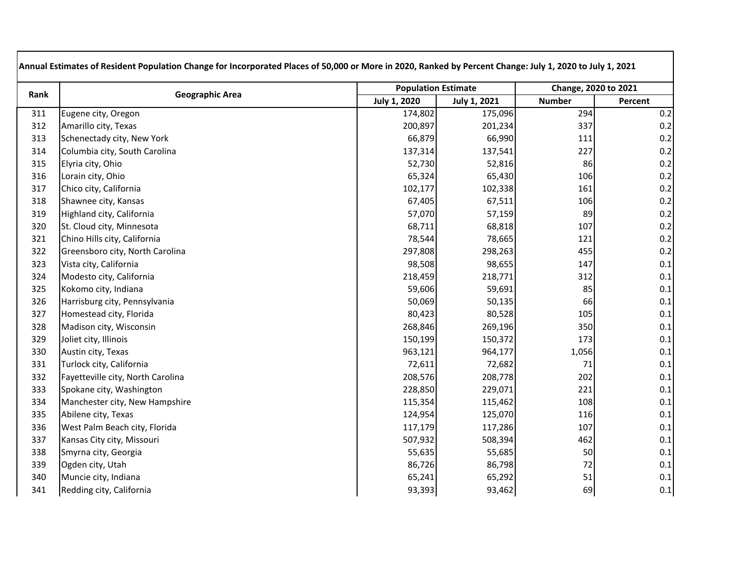| Annual Estimates of Resident Population Change for Incorporated Places of 50,000 or More in 2020, Ranked by Percent Change: July 1, 2020 to July 1, 2021 | | | | | |
|---|---|---|---|---|---|
| Rank | Geographic Area | Population Estimate | | Change, 2020 to 2021 | |
| | | July 1, 2020 | July 1, 2021 | Number | Percent |
| 311 | Eugene city, Oregon | 174,802 | 175,096 | 294 | 0.2 |
| 312 | Amarillo city, Texas | 200,897 | 201,234 | 337 | 0.2 |
| 313 | Schenectady city, New York | 66,879 | 66,990 | 111 | 0.2 |
| 314 | Columbia city, South Carolina | 137,314 | 137,541 | 227 | 0.2 |
| 315 | Elyria city, Ohio | 52,730 | 52,816 | 86 | 0.2 |
| 316 | Lorain city, Ohio | 65,324 | 65,430 | 106 | 0.2 |
| 317 | Chico city, California | 102,177 | 102,338 | 161 | 0.2 |
| 318 | Shawnee city, Kansas | 67,405 | 67,511 | 106 | 0.2 |
| 319 | Highland city, California | 57,070 | 57,159 | 89 | 0.2 |
| 320 | St. Cloud city, Minnesota | 68,711 | 68,818 | 107 | 0.2 |
| 321 | Chino Hills city, California | 78,544 | 78,665 | 121 | 0.2 |
| 322 | Greensboro city, North Carolina | 297,808 | 298,263 | 455 | 0.2 |
| 323 | Vista city, California | 98,508 | 98,655 | 147 | 0.1 |
| 324 | Modesto city, California | 218,459 | 218,771 | 312 | 0.1 |
| 325 | Kokomo city, Indiana | 59,606 | 59,691 | 85 | 0.1 |
| 326 | Harrisburg city, Pennsylvania | 50,069 | 50,135 | 66 | 0.1 |
| 327 | Homestead city, Florida | 80,423 | 80,528 | 105 | 0.1 |
| 328 | Madison city, Wisconsin | 268,846 | 269,196 | 350 | 0.1 |
| 329 | Joliet city, Illinois | 150,199 | 150,372 | 173 | 0.1 |
| 330 | Austin city, Texas | 963,121 | 964,177 | 1,056 | 0.1 |
| 331 | Turlock city, California | 72,611 | 72,682 | 71 | 0.1 |
| 332 | Fayetteville city, North Carolina | 208,576 | 208,778 | 202 | 0.1 |
| 333 | Spokane city, Washington | 228,850 | 229,071 | 221 | 0.1 |
| 334 | Manchester city, New Hampshire | 115,354 | 115,462 | 108 | 0.1 |
| 335 | Abilene city, Texas | 124,954 | 125,070 | 116 | 0.1 |
| 336 | West Palm Beach city, Florida | 117,179 | 117,286 | 107 | 0.1 |
| 337 | Kansas City city, Missouri | 507,932 | 508,394 | 462 | 0.1 |
| 338 | Smyrna city, Georgia | 55,635 | 55,685 | 50 | 0.1 |
| 339 | Ogden city, Utah | 86,726 | 86,798 | 72 | 0.1 |
| 340 | Muncie city, Indiana | 65,241 | 65,292 | 51 | 0.1 |
| 341 | Redding city, California | 93,393 | 93,462 | 69 | 0.1 |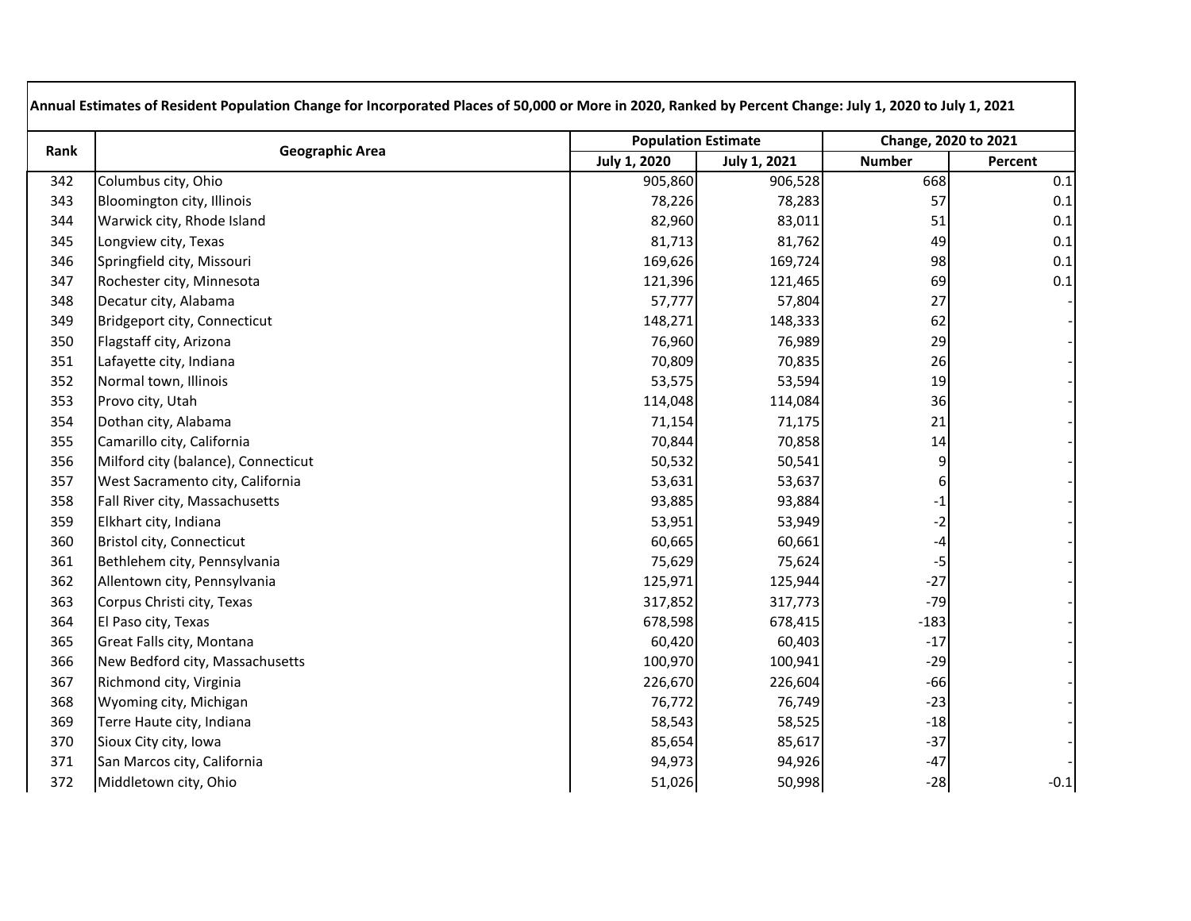| Annual Estimates of Resident Population Change for Incorporated Places of 50,000 or More in 2020, Ranked by Percent Change: July 1, 2020 to July 1, 2021 | | | | | |
|---|---|---|---|---|---|
| Rank | Geographic Area | Population Estimate | | Change, 2020 to 2021 | |
| | | July 1, 2020 | July 1, 2021 | Number | Percent |
| 342 | Columbus city, Ohio | 905,860 | 906,528 | 668 | 0.1 |
| 343 | Bloomington city, Illinois | 78,226 | 78,283 | 57 | 0.1 |
| 344 | Warwick city, Rhode Island | 82,960 | 83,011 | 51 | 0.1 |
| 345 | Longview city, Texas | 81,713 | 81,762 | 49 | 0.1 |
| 346 | Springfield city, Missouri | 169,626 | 169,724 | 98 | 0.1 |
| 347 | Rochester city, Minnesota | 121,396 | 121,465 | 69 | 0.1 |
| 348 | Decatur city, Alabama | 57,777 | 57,804 | 27 | - |
| 349 | Bridgeport city, Connecticut | 148,271 | 148,333 | 62 | - |
| 350 | Flagstaff city, Arizona | 76,960 | 76,989 | 29 | - |
| 351 | Lafayette city, Indiana | 70,809 | 70,835 | 26 | - |
| 352 | Normal town, Illinois | 53,575 | 53,594 | 19 | - |
| 353 | Provo city, Utah | 114,048 | 114,084 | 36 | - |
| 354 | Dothan city, Alabama | 71,154 | 71,175 | 21 | - |
| 355 | Camarillo city, California | 70,844 | 70,858 | 14 | - |
| 356 | Milford city (balance), Connecticut | 50,532 | 50,541 | 9 | - |
| 357 | West Sacramento city, California | 53,631 | 53,637 | 6 | - |
| 358 | Fall River city, Massachusetts | 93,885 | 93,884 | -1 | - |
| 359 | Elkhart city, Indiana | 53,951 | 53,949 | -2 | - |
| 360 | Bristol city, Connecticut | 60,665 | 60,661 | -4 | - |
| 361 | Bethlehem city, Pennsylvania | 75,629 | 75,624 | -5 | - |
| 362 | Allentown city, Pennsylvania | 125,971 | 125,944 | -27 | - |
| 363 | Corpus Christi city, Texas | 317,852 | 317,773 | -79 | - |
| 364 | El Paso city, Texas | 678,598 | 678,415 | -183 | - |
| 365 | Great Falls city, Montana | 60,420 | 60,403 | -17 | - |
| 366 | New Bedford city, Massachusetts | 100,970 | 100,941 | -29 | - |
| 367 | Richmond city, Virginia | 226,670 | 226,604 | -66 | - |
| 368 | Wyoming city, Michigan | 76,772 | 76,749 | -23 | - |
| 369 | Terre Haute city, Indiana | 58,543 | 58,525 | -18 | - |
| 370 | Sioux City city, Iowa | 85,654 | 85,617 | -37 | - |
| 371 | San Marcos city, California | 94,973 | 94,926 | -47 | - |
| 372 | Middletown city, Ohio | 51,026 | 50,998 | -28 | -0.1 |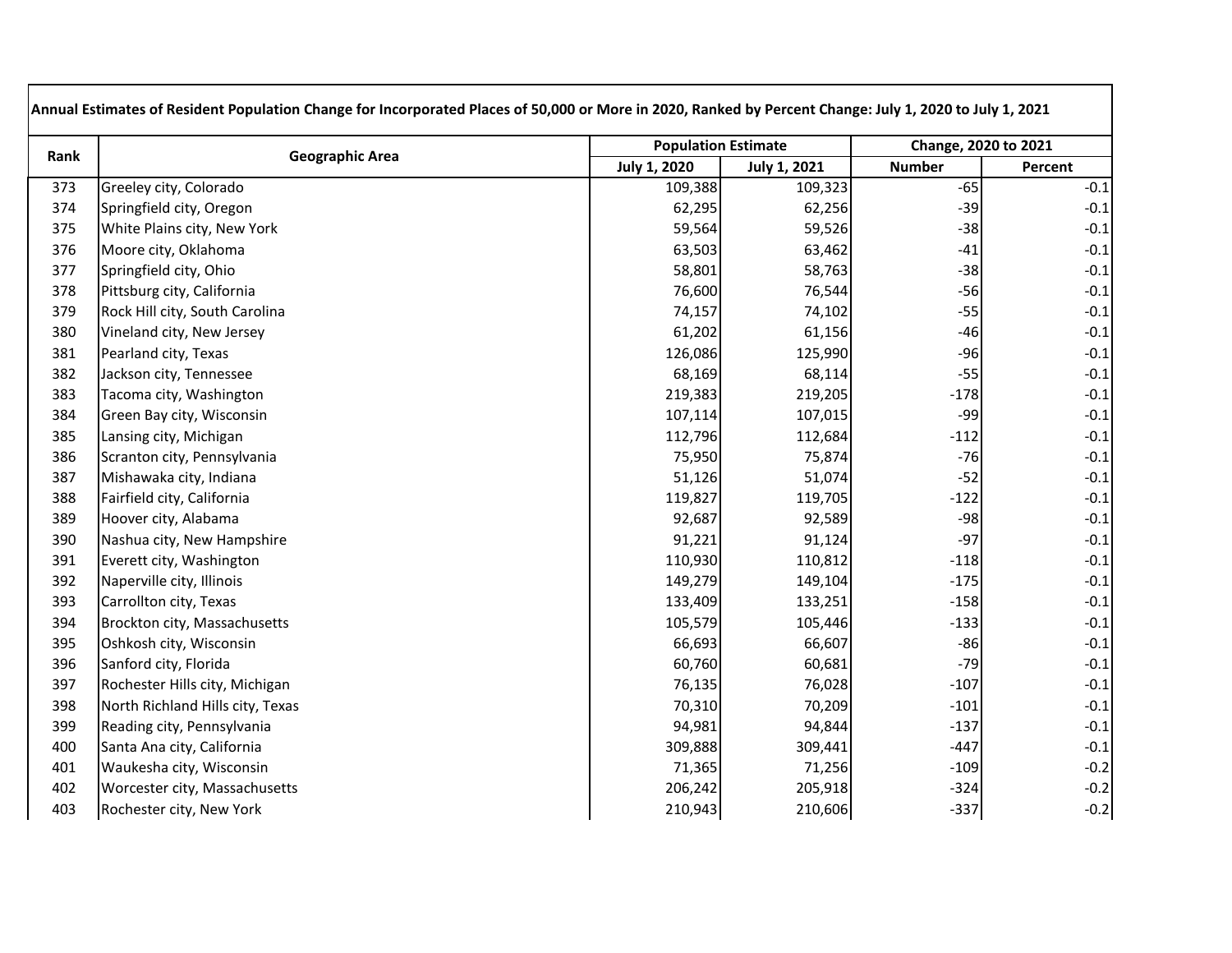| Annual Estimates of Resident Population Change for Incorporated Places of 50,000 or More in 2020, Ranked by Percent Change: July 1, 2020 to July 1, 2021 | | | | | |
|---|---|---|---|---|---|
| Rank | Geographic Area | Population Estimate | | Change, 2020 to 2021 | |
| | | July 1, 2020 | July 1, 2021 | Number | Percent |
| 373 | Greeley city, Colorado | 109,388 | 109,323 | -65 | -0.1 |
| 374 | Springfield city, Oregon | 62,295 | 62,256 | -39 | -0.1 |
| 375 | White Plains city, New York | 59,564 | 59,526 | -38 | -0.1 |
| 376 | Moore city, Oklahoma | 63,503 | 63,462 | -41 | -0.1 |
| 377 | Springfield city, Ohio | 58,801 | 58,763 | -38 | -0.1 |
| 378 | Pittsburg city, California | 76,600 | 76,544 | -56 | -0.1 |
| 379 | Rock Hill city, South Carolina | 74,157 | 74,102 | -55 | -0.1 |
| 380 | Vineland city, New Jersey | 61,202 | 61,156 | -46 | -0.1 |
| 381 | Pearland city, Texas | 126,086 | 125,990 | -96 | -0.1 |
| 382 | Jackson city, Tennessee | 68,169 | 68,114 | -55 | -0.1 |
| 383 | Tacoma city, Washington | 219,383 | 219,205 | -178 | -0.1 |
| 384 | Green Bay city, Wisconsin | 107,114 | 107,015 | -99 | -0.1 |
| 385 | Lansing city, Michigan | 112,796 | 112,684 | -112 | -0.1 |
| 386 | Scranton city, Pennsylvania | 75,950 | 75,874 | -76 | -0.1 |
| 387 | Mishawaka city, Indiana | 51,126 | 51,074 | -52 | -0.1 |
| 388 | Fairfield city, California | 119,827 | 119,705 | -122 | -0.1 |
| 389 | Hoover city, Alabama | 92,687 | 92,589 | -98 | -0.1 |
| 390 | Nashua city, New Hampshire | 91,221 | 91,124 | -97 | -0.1 |
| 391 | Everett city, Washington | 110,930 | 110,812 | -118 | -0.1 |
| 392 | Naperville city, Illinois | 149,279 | 149,104 | -175 | -0.1 |
| 393 | Carrollton city, Texas | 133,409 | 133,251 | -158 | -0.1 |
| 394 | Brockton city, Massachusetts | 105,579 | 105,446 | -133 | -0.1 |
| 395 | Oshkosh city, Wisconsin | 66,693 | 66,607 | -86 | -0.1 |
| 396 | Sanford city, Florida | 60,760 | 60,681 | -79 | -0.1 |
| 397 | Rochester Hills city, Michigan | 76,135 | 76,028 | -107 | -0.1 |
| 398 | North Richland Hills city, Texas | 70,310 | 70,209 | -101 | -0.1 |
| 399 | Reading city, Pennsylvania | 94,981 | 94,844 | -137 | -0.1 |
| 400 | Santa Ana city, California | 309,888 | 309,441 | -447 | -0.1 |
| 401 | Waukesha city, Wisconsin | 71,365 | 71,256 | -109 | -0.2 |
| 402 | Worcester city, Massachusetts | 206,242 | 205,918 | -324 | -0.2 |
| 403 | Rochester city, New York | 210,943 | 210,606 | -337 | -0.2 |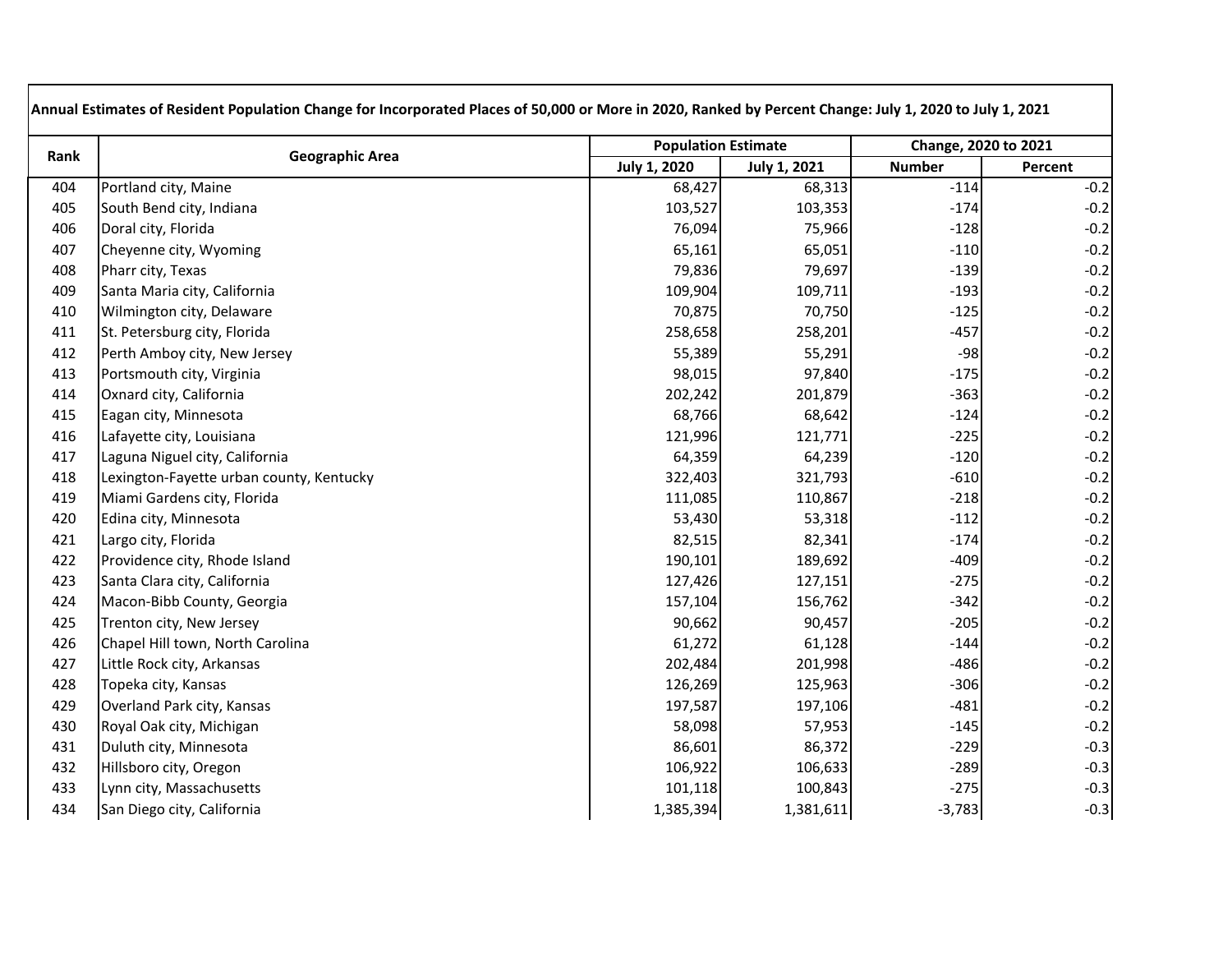| Annual Estimates of Resident Population Change for Incorporated Places of 50,000 or More in 2020, Ranked by Percent Change: July 1, 2020 to July 1, 2021 | | | | | |
|---|---|---|---|---|---|
| Rank | Geographic Area | Population Estimate | | Change, 2020 to 2021 | |
| | | July 1, 2020 | July 1, 2021 | Number | Percent |
| 404 | Portland city, Maine | 68,427 | 68,313 | -114 | -0.2 |
| 405 | South Bend city, Indiana | 103,527 | 103,353 | -174 | -0.2 |
| 406 | Doral city, Florida | 76,094 | 75,966 | -128 | -0.2 |
| 407 | Cheyenne city, Wyoming | 65,161 | 65,051 | -110 | -0.2 |
| 408 | Pharr city, Texas | 79,836 | 79,697 | -139 | -0.2 |
| 409 | Santa Maria city, California | 109,904 | 109,711 | -193 | -0.2 |
| 410 | Wilmington city, Delaware | 70,875 | 70,750 | -125 | -0.2 |
| 411 | St. Petersburg city, Florida | 258,658 | 258,201 | -457 | -0.2 |
| 412 | Perth Amboy city, New Jersey | 55,389 | 55,291 | -98 | -0.2 |
| 413 | Portsmouth city, Virginia | 98,015 | 97,840 | -175 | -0.2 |
| 414 | Oxnard city, California | 202,242 | 201,879 | -363 | -0.2 |
| 415 | Eagan city, Minnesota | 68,766 | 68,642 | -124 | -0.2 |
| 416 | Lafayette city, Louisiana | 121,996 | 121,771 | -225 | -0.2 |
| 417 | Laguna Niguel city, California | 64,359 | 64,239 | -120 | -0.2 |
| 418 | Lexington-Fayette urban county, Kentucky | 322,403 | 321,793 | -610 | -0.2 |
| 419 | Miami Gardens city, Florida | 111,085 | 110,867 | -218 | -0.2 |
| 420 | Edina city, Minnesota | 53,430 | 53,318 | -112 | -0.2 |
| 421 | Largo city, Florida | 82,515 | 82,341 | -174 | -0.2 |
| 422 | Providence city, Rhode Island | 190,101 | 189,692 | -409 | -0.2 |
| 423 | Santa Clara city, California | 127,426 | 127,151 | -275 | -0.2 |
| 424 | Macon-Bibb County, Georgia | 157,104 | 156,762 | -342 | -0.2 |
| 425 | Trenton city, New Jersey | 90,662 | 90,457 | -205 | -0.2 |
| 426 | Chapel Hill town, North Carolina | 61,272 | 61,128 | -144 | -0.2 |
| 427 | Little Rock city, Arkansas | 202,484 | 201,998 | -486 | -0.2 |
| 428 | Topeka city, Kansas | 126,269 | 125,963 | -306 | -0.2 |
| 429 | Overland Park city, Kansas | 197,587 | 197,106 | -481 | -0.2 |
| 430 | Royal Oak city, Michigan | 58,098 | 57,953 | -145 | -0.2 |
| 431 | Duluth city, Minnesota | 86,601 | 86,372 | -229 | -0.3 |
| 432 | Hillsboro city, Oregon | 106,922 | 106,633 | -289 | -0.3 |
| 433 | Lynn city, Massachusetts | 101,118 | 100,843 | -275 | -0.3 |
| 434 | San Diego city, California | 1,385,394 | 1,381,611 | -3,783 | -0.3 |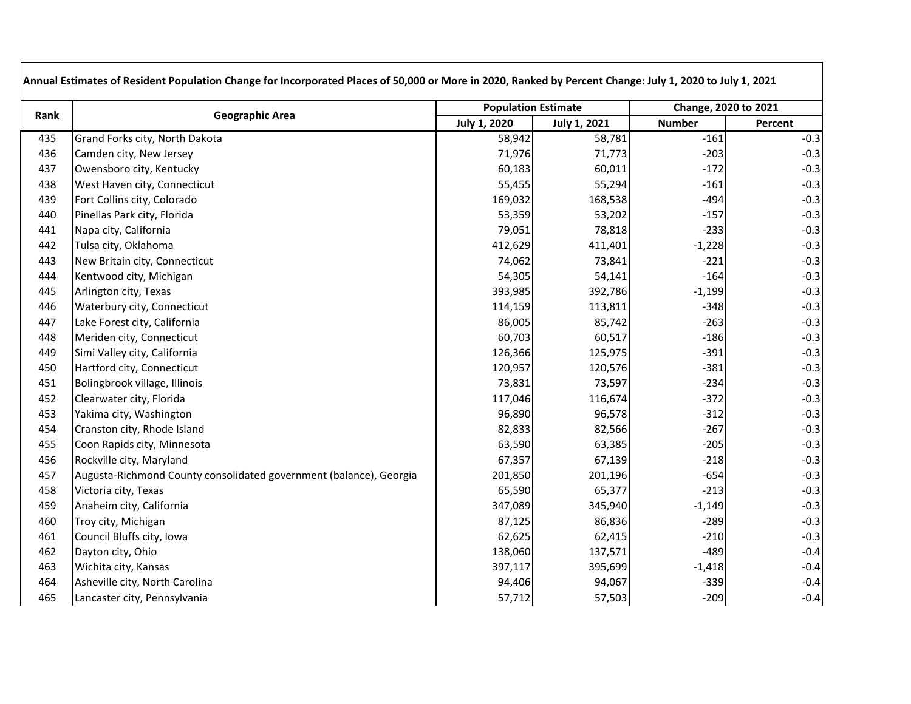| Annual Estimates of Resident Population Change for Incorporated Places of 50,000 or More in 2020, Ranked by Percent Change: July 1, 2020 to July 1, 2021 | | | | | |
|---|---|---|---|---|---|
| Rank | Geographic Area | Population Estimate | | Change, 2020 to 2021 | |
| | | July 1, 2020 | July 1, 2021 | Number | Percent |
| 435 | Grand Forks city, North Dakota | 58,942 | 58,781 | -161 | -0.3 |
| 436 | Camden city, New Jersey | 71,976 | 71,773 | -203 | -0.3 |
| 437 | Owensboro city, Kentucky | 60,183 | 60,011 | -172 | -0.3 |
| 438 | West Haven city, Connecticut | 55,455 | 55,294 | -161 | -0.3 |
| 439 | Fort Collins city, Colorado | 169,032 | 168,538 | -494 | -0.3 |
| 440 | Pinellas Park city, Florida | 53,359 | 53,202 | -157 | -0.3 |
| 441 | Napa city, California | 79,051 | 78,818 | -233 | -0.3 |
| 442 | Tulsa city, Oklahoma | 412,629 | 411,401 | -1,228 | -0.3 |
| 443 | New Britain city, Connecticut | 74,062 | 73,841 | -221 | -0.3 |
| 444 | Kentwood city, Michigan | 54,305 | 54,141 | -164 | -0.3 |
| 445 | Arlington city, Texas | 393,985 | 392,786 | -1,199 | -0.3 |
| 446 | Waterbury city, Connecticut | 114,159 | 113,811 | -348 | -0.3 |
| 447 | Lake Forest city, California | 86,005 | 85,742 | -263 | -0.3 |
| 448 | Meriden city, Connecticut | 60,703 | 60,517 | -186 | -0.3 |
| 449 | Simi Valley city, California | 126,366 | 125,975 | -391 | -0.3 |
| 450 | Hartford city, Connecticut | 120,957 | 120,576 | -381 | -0.3 |
| 451 | Bolingbrook village, Illinois | 73,831 | 73,597 | -234 | -0.3 |
| 452 | Clearwater city, Florida | 117,046 | 116,674 | -372 | -0.3 |
| 453 | Yakima city, Washington | 96,890 | 96,578 | -312 | -0.3 |
| 454 | Cranston city, Rhode Island | 82,833 | 82,566 | -267 | -0.3 |
| 455 | Coon Rapids city, Minnesota | 63,590 | 63,385 | -205 | -0.3 |
| 456 | Rockville city, Maryland | 67,357 | 67,139 | -218 | -0.3 |
| 457 | Augusta-Richmond County consolidated government (balance), Georgia | 201,850 | 201,196 | -654 | -0.3 |
| 458 | Victoria city, Texas | 65,590 | 65,377 | -213 | -0.3 |
| 459 | Anaheim city, California | 347,089 | 345,940 | -1,149 | -0.3 |
| 460 | Troy city, Michigan | 87,125 | 86,836 | -289 | -0.3 |
| 461 | Council Bluffs city, Iowa | 62,625 | 62,415 | -210 | -0.3 |
| 462 | Dayton city, Ohio | 138,060 | 137,571 | -489 | -0.4 |
| 463 | Wichita city, Kansas | 397,117 | 395,699 | -1,418 | -0.4 |
| 464 | Asheville city, North Carolina | 94,406 | 94,067 | -339 | -0.4 |
| 465 | Lancaster city, Pennsylvania | 57,712 | 57,503 | -209 | -0.4 |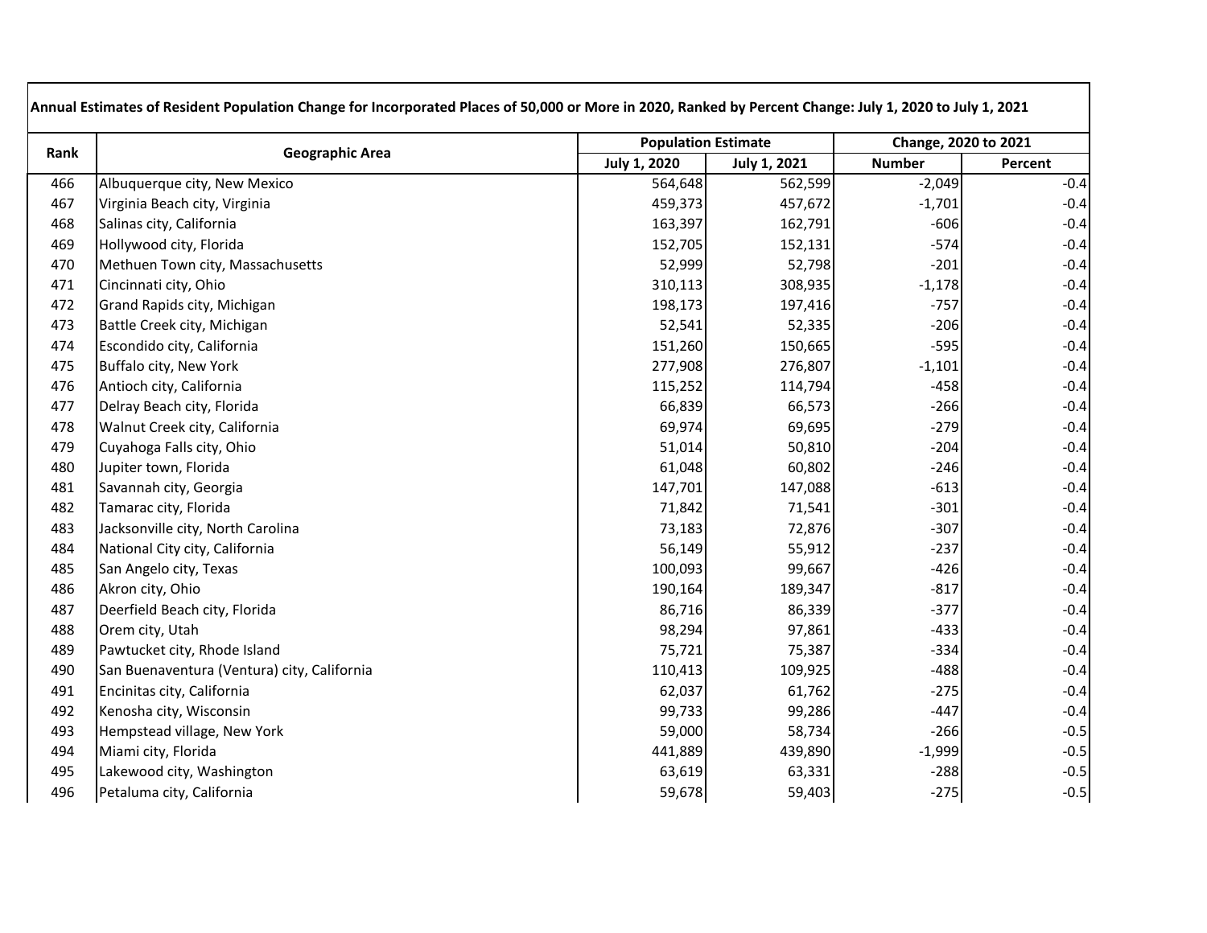| Annual Estimates of Resident Population Change for Incorporated Places of 50,000 or More in 2020, Ranked by Percent Change: July 1, 2020 to July 1, 2021 | | | | | |
|---|---|---|---|---|---|
| Rank | Geographic Area | Population Estimate | | Change, 2020 to 2021 | |
| | | July 1, 2020 | July 1, 2021 | Number | Percent |
| 466 | Albuquerque city, New Mexico | 564,648 | 562,599 | -2,049 | -0.4 |
| 467 | Virginia Beach city, Virginia | 459,373 | 457,672 | -1,701 | -0.4 |
| 468 | Salinas city, California | 163,397 | 162,791 | -606 | -0.4 |
| 469 | Hollywood city, Florida | 152,705 | 152,131 | -574 | -0.4 |
| 470 | Methuen Town city, Massachusetts | 52,999 | 52,798 | -201 | -0.4 |
| 471 | Cincinnati city, Ohio | 310,113 | 308,935 | -1,178 | -0.4 |
| 472 | Grand Rapids city, Michigan | 198,173 | 197,416 | -757 | -0.4 |
| 473 | Battle Creek city, Michigan | 52,541 | 52,335 | -206 | -0.4 |
| 474 | Escondido city, California | 151,260 | 150,665 | -595 | -0.4 |
| 475 | Buffalo city, New York | 277,908 | 276,807 | -1,101 | -0.4 |
| 476 | Antioch city, California | 115,252 | 114,794 | -458 | -0.4 |
| 477 | Delray Beach city, Florida | 66,839 | 66,573 | -266 | -0.4 |
| 478 | Walnut Creek city, California | 69,974 | 69,695 | -279 | -0.4 |
| 479 | Cuyahoga Falls city, Ohio | 51,014 | 50,810 | -204 | -0.4 |
| 480 | Jupiter town, Florida | 61,048 | 60,802 | -246 | -0.4 |
| 481 | Savannah city, Georgia | 147,701 | 147,088 | -613 | -0.4 |
| 482 | Tamarac city, Florida | 71,842 | 71,541 | -301 | -0.4 |
| 483 | Jacksonville city, North Carolina | 73,183 | 72,876 | -307 | -0.4 |
| 484 | National City city, California | 56,149 | 55,912 | -237 | -0.4 |
| 485 | San Angelo city, Texas | 100,093 | 99,667 | -426 | -0.4 |
| 486 | Akron city, Ohio | 190,164 | 189,347 | -817 | -0.4 |
| 487 | Deerfield Beach city, Florida | 86,716 | 86,339 | -377 | -0.4 |
| 488 | Orem city, Utah | 98,294 | 97,861 | -433 | -0.4 |
| 489 | Pawtucket city, Rhode Island | 75,721 | 75,387 | -334 | -0.4 |
| 490 | San Buenaventura (Ventura) city, California | 110,413 | 109,925 | -488 | -0.4 |
| 491 | Encinitas city, California | 62,037 | 61,762 | -275 | -0.4 |
| 492 | Kenosha city, Wisconsin | 99,733 | 99,286 | -447 | -0.4 |
| 493 | Hempstead village, New York | 59,000 | 58,734 | -266 | -0.5 |
| 494 | Miami city, Florida | 441,889 | 439,890 | -1,999 | -0.5 |
| 495 | Lakewood city, Washington | 63,619 | 63,331 | -288 | -0.5 |
| 496 | Petaluma city, California | 59,678 | 59,403 | -275 | -0.5 |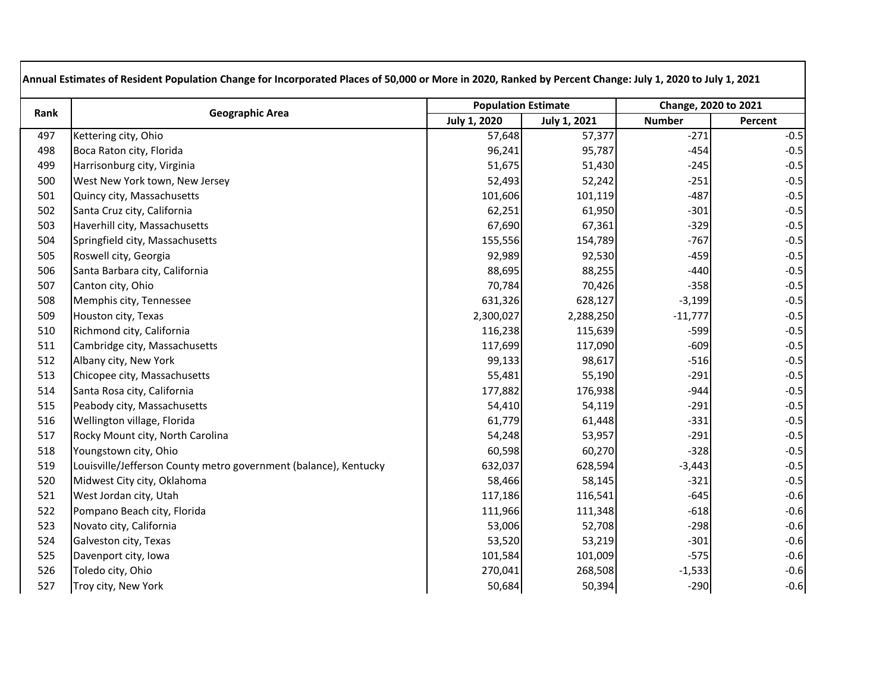| Annual Estimates of Resident Population Change for Incorporated Places of 50,000 or More in 2020, Ranked by Percent Change: July 1, 2020 to July 1, 2021 | | | | | |
|---|---|---|---|---|---|
| Rank | Geographic Area | Population Estimate | | Change, 2020 to 2021 | |
| | | July 1, 2020 | July 1, 2021 | Number | Percent |
| 497 | Kettering city, Ohio | 57,648 | 57,377 | -271 | -0.5 |
| 498 | Boca Raton city, Florida | 96,241 | 95,787 | -454 | -0.5 |
| 499 | Harrisonburg city, Virginia | 51,675 | 51,430 | -245 | -0.5 |
| 500 | West New York town, New Jersey | 52,493 | 52,242 | -251 | -0.5 |
| 501 | Quincy city, Massachusetts | 101,606 | 101,119 | -487 | -0.5 |
| 502 | Santa Cruz city, California | 62,251 | 61,950 | -301 | -0.5 |
| 503 | Haverhill city, Massachusetts | 67,690 | 67,361 | -329 | -0.5 |
| 504 | Springfield city, Massachusetts | 155,556 | 154,789 | -767 | -0.5 |
| 505 | Roswell city, Georgia | 92,989 | 92,530 | -459 | -0.5 |
| 506 | Santa Barbara city, California | 88,695 | 88,255 | -440 | -0.5 |
| 507 | Canton city, Ohio | 70,784 | 70,426 | -358 | -0.5 |
| 508 | Memphis city, Tennessee | 631,326 | 628,127 | -3,199 | -0.5 |
| 509 | Houston city, Texas | 2,300,027 | 2,288,250 | -11,777 | -0.5 |
| 510 | Richmond city, California | 116,238 | 115,639 | -599 | -0.5 |
| 511 | Cambridge city, Massachusetts | 117,699 | 117,090 | -609 | -0.5 |
| 512 | Albany city, New York | 99,133 | 98,617 | -516 | -0.5 |
| 513 | Chicopee city, Massachusetts | 55,481 | 55,190 | -291 | -0.5 |
| 514 | Santa Rosa city, California | 177,882 | 176,938 | -944 | -0.5 |
| 515 | Peabody city, Massachusetts | 54,410 | 54,119 | -291 | -0.5 |
| 516 | Wellington village, Florida | 61,779 | 61,448 | -331 | -0.5 |
| 517 | Rocky Mount city, North Carolina | 54,248 | 53,957 | -291 | -0.5 |
| 518 | Youngstown city, Ohio | 60,598 | 60,270 | -328 | -0.5 |
| 519 | Louisville/Jefferson County metro government (balance), Kentucky | 632,037 | 628,594 | -3,443 | -0.5 |
| 520 | Midwest City city, Oklahoma | 58,466 | 58,145 | -321 | -0.5 |
| 521 | West Jordan city, Utah | 117,186 | 116,541 | -645 | -0.6 |
| 522 | Pompano Beach city, Florida | 111,966 | 111,348 | -618 | -0.6 |
| 523 | Novato city, California | 53,006 | 52,708 | -298 | -0.6 |
| 524 | Galveston city, Texas | 53,520 | 53,219 | -301 | -0.6 |
| 525 | Davenport city, Iowa | 101,584 | 101,009 | -575 | -0.6 |
| 526 | Toledo city, Ohio | 270,041 | 268,508 | -1,533 | -0.6 |
| 527 | Troy city, New York | 50,684 | 50,394 | -290 | -0.6 |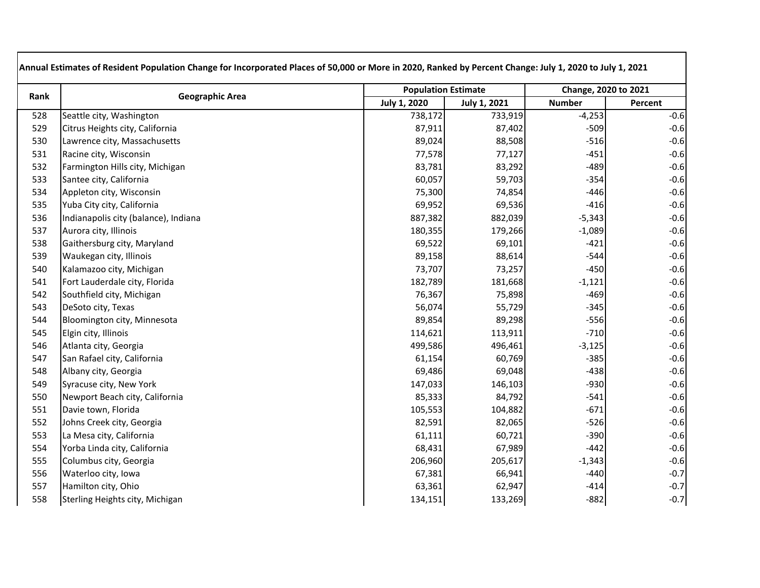| Annual Estimates of Resident Population Change for Incorporated Places of 50,000 or More in 2020, Ranked by Percent Change: July 1, 2020 to July 1, 2021 | | | | | |
|---|---|---|---|---|---|
| Rank | Geographic Area | Population Estimate | | Change, 2020 to 2021 | |
| | | July 1, 2020 | July 1, 2021 | Number | Percent |
| 528 | Seattle city, Washington | 738,172 | 733,919 | -4,253 | -0.6 |
| 529 | Citrus Heights city, California | 87,911 | 87,402 | -509 | -0.6 |
| 530 | Lawrence city, Massachusetts | 89,024 | 88,508 | -516 | -0.6 |
| 531 | Racine city, Wisconsin | 77,578 | 77,127 | -451 | -0.6 |
| 532 | Farmington Hills city, Michigan | 83,781 | 83,292 | -489 | -0.6 |
| 533 | Santee city, California | 60,057 | 59,703 | -354 | -0.6 |
| 534 | Appleton city, Wisconsin | 75,300 | 74,854 | -446 | -0.6 |
| 535 | Yuba City city, California | 69,952 | 69,536 | -416 | -0.6 |
| 536 | Indianapolis city (balance), Indiana | 887,382 | 882,039 | -5,343 | -0.6 |
| 537 | Aurora city, Illinois | 180,355 | 179,266 | -1,089 | -0.6 |
| 538 | Gaithersburg city, Maryland | 69,522 | 69,101 | -421 | -0.6 |
| 539 | Waukegan city, Illinois | 89,158 | 88,614 | -544 | -0.6 |
| 540 | Kalamazoo city, Michigan | 73,707 | 73,257 | -450 | -0.6 |
| 541 | Fort Lauderdale city, Florida | 182,789 | 181,668 | -1,121 | -0.6 |
| 542 | Southfield city, Michigan | 76,367 | 75,898 | -469 | -0.6 |
| 543 | DeSoto city, Texas | 56,074 | 55,729 | -345 | -0.6 |
| 544 | Bloomington city, Minnesota | 89,854 | 89,298 | -556 | -0.6 |
| 545 | Elgin city, Illinois | 114,621 | 113,911 | -710 | -0.6 |
| 546 | Atlanta city, Georgia | 499,586 | 496,461 | -3,125 | -0.6 |
| 547 | San Rafael city, California | 61,154 | 60,769 | -385 | -0.6 |
| 548 | Albany city, Georgia | 69,486 | 69,048 | -438 | -0.6 |
| 549 | Syracuse city, New York | 147,033 | 146,103 | -930 | -0.6 |
| 550 | Newport Beach city, California | 85,333 | 84,792 | -541 | -0.6 |
| 551 | Davie town, Florida | 105,553 | 104,882 | -671 | -0.6 |
| 552 | Johns Creek city, Georgia | 82,591 | 82,065 | -526 | -0.6 |
| 553 | La Mesa city, California | 61,111 | 60,721 | -390 | -0.6 |
| 554 | Yorba Linda city, California | 68,431 | 67,989 | -442 | -0.6 |
| 555 | Columbus city, Georgia | 206,960 | 205,617 | -1,343 | -0.6 |
| 556 | Waterloo city, Iowa | 67,381 | 66,941 | -440 | -0.7 |
| 557 | Hamilton city, Ohio | 63,361 | 62,947 | -414 | -0.7 |
| 558 | Sterling Heights city, Michigan | 134,151 | 133,269 | -882 | -0.7 |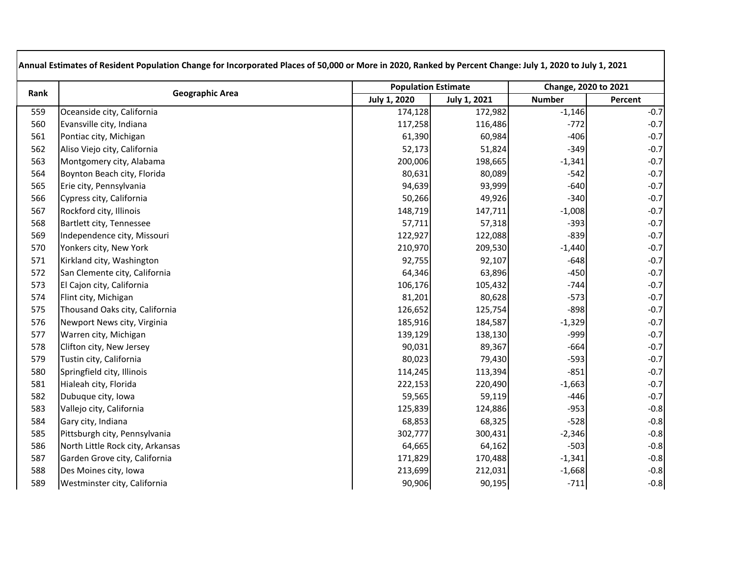| Annual Estimates of Resident Population Change for Incorporated Places of 50,000 or More in 2020, Ranked by Percent Change: July 1, 2020 to July 1, 2021 | | | | | |
|---|---|---|---|---|---|
| Rank | Geographic Area | Population Estimate | | Change, 2020 to 2021 | |
| | | July 1, 2020 | July 1, 2021 | Number | Percent |
| 559 | Oceanside city, California | 174,128 | 172,982 | -1,146 | -0.7 |
| 560 | Evansville city, Indiana | 117,258 | 116,486 | -772 | -0.7 |
| 561 | Pontiac city, Michigan | 61,390 | 60,984 | -406 | -0.7 |
| 562 | Aliso Viejo city, California | 52,173 | 51,824 | -349 | -0.7 |
| 563 | Montgomery city, Alabama | 200,006 | 198,665 | -1,341 | -0.7 |
| 564 | Boynton Beach city, Florida | 80,631 | 80,089 | -542 | -0.7 |
| 565 | Erie city, Pennsylvania | 94,639 | 93,999 | -640 | -0.7 |
| 566 | Cypress city, California | 50,266 | 49,926 | -340 | -0.7 |
| 567 | Rockford city, Illinois | 148,719 | 147,711 | -1,008 | -0.7 |
| 568 | Bartlett city, Tennessee | 57,711 | 57,318 | -393 | -0.7 |
| 569 | Independence city, Missouri | 122,927 | 122,088 | -839 | -0.7 |
| 570 | Yonkers city, New York | 210,970 | 209,530 | -1,440 | -0.7 |
| 571 | Kirkland city, Washington | 92,755 | 92,107 | -648 | -0.7 |
| 572 | San Clemente city, California | 64,346 | 63,896 | -450 | -0.7 |
| 573 | El Cajon city, California | 106,176 | 105,432 | -744 | -0.7 |
| 574 | Flint city, Michigan | 81,201 | 80,628 | -573 | -0.7 |
| 575 | Thousand Oaks city, California | 126,652 | 125,754 | -898 | -0.7 |
| 576 | Newport News city, Virginia | 185,916 | 184,587 | -1,329 | -0.7 |
| 577 | Warren city, Michigan | 139,129 | 138,130 | -999 | -0.7 |
| 578 | Clifton city, New Jersey | 90,031 | 89,367 | -664 | -0.7 |
| 579 | Tustin city, California | 80,023 | 79,430 | -593 | -0.7 |
| 580 | Springfield city, Illinois | 114,245 | 113,394 | -851 | -0.7 |
| 581 | Hialeah city, Florida | 222,153 | 220,490 | -1,663 | -0.7 |
| 582 | Dubuque city, Iowa | 59,565 | 59,119 | -446 | -0.7 |
| 583 | Vallejo city, California | 125,839 | 124,886 | -953 | -0.8 |
| 584 | Gary city, Indiana | 68,853 | 68,325 | -528 | -0.8 |
| 585 | Pittsburgh city, Pennsylvania | 302,777 | 300,431 | -2,346 | -0.8 |
| 586 | North Little Rock city, Arkansas | 64,665 | 64,162 | -503 | -0.8 |
| 587 | Garden Grove city, California | 171,829 | 170,488 | -1,341 | -0.8 |
| 588 | Des Moines city, Iowa | 213,699 | 212,031 | -1,668 | -0.8 |
| 589 | Westminster city, California | 90,906 | 90,195 | -711 | -0.8 |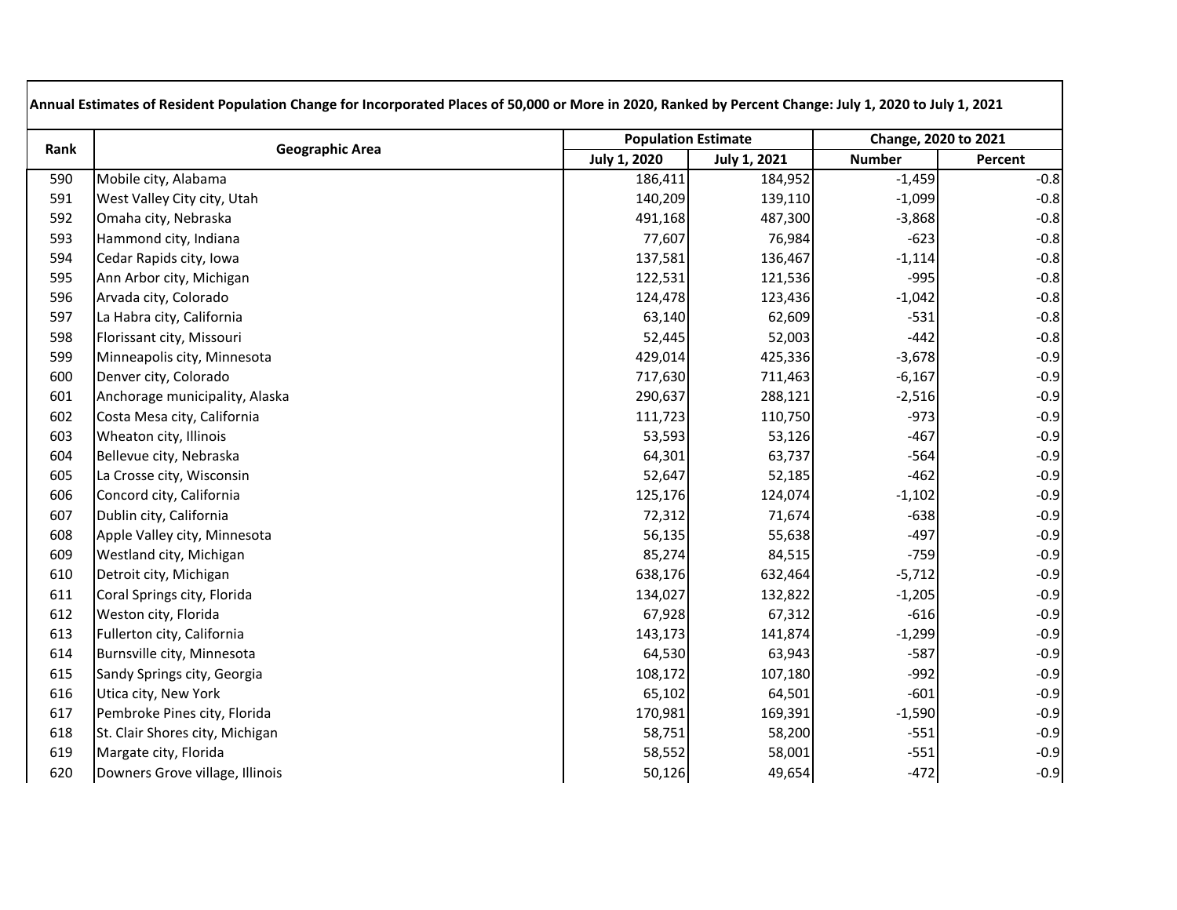| Annual Estimates of Resident Population Change for Incorporated Places of 50,000 or More in 2020, Ranked by Percent Change: July 1, 2020 to July 1, 2021 | | | | | |
|---|---|---|---|---|---|
| Rank | Geographic Area | Population Estimate | | Change, 2020 to 2021 | |
| | | July 1, 2020 | July 1, 2021 | Number | Percent |
| 590 | Mobile city, Alabama | 186,411 | 184,952 | -1,459 | -0.8 |
| 591 | West Valley City city, Utah | 140,209 | 139,110 | -1,099 | -0.8 |
| 592 | Omaha city, Nebraska | 491,168 | 487,300 | -3,868 | -0.8 |
| 593 | Hammond city, Indiana | 77,607 | 76,984 | -623 | -0.8 |
| 594 | Cedar Rapids city, Iowa | 137,581 | 136,467 | -1,114 | -0.8 |
| 595 | Ann Arbor city, Michigan | 122,531 | 121,536 | -995 | -0.8 |
| 596 | Arvada city, Colorado | 124,478 | 123,436 | -1,042 | -0.8 |
| 597 | La Habra city, California | 63,140 | 62,609 | -531 | -0.8 |
| 598 | Florissant city, Missouri | 52,445 | 52,003 | -442 | -0.8 |
| 599 | Minneapolis city, Minnesota | 429,014 | 425,336 | -3,678 | -0.9 |
| 600 | Denver city, Colorado | 717,630 | 711,463 | -6,167 | -0.9 |
| 601 | Anchorage municipality, Alaska | 290,637 | 288,121 | -2,516 | -0.9 |
| 602 | Costa Mesa city, California | 111,723 | 110,750 | -973 | -0.9 |
| 603 | Wheaton city, Illinois | 53,593 | 53,126 | -467 | -0.9 |
| 604 | Bellevue city, Nebraska | 64,301 | 63,737 | -564 | -0.9 |
| 605 | La Crosse city, Wisconsin | 52,647 | 52,185 | -462 | -0.9 |
| 606 | Concord city, California | 125,176 | 124,074 | -1,102 | -0.9 |
| 607 | Dublin city, California | 72,312 | 71,674 | -638 | -0.9 |
| 608 | Apple Valley city, Minnesota | 56,135 | 55,638 | -497 | -0.9 |
| 609 | Westland city, Michigan | 85,274 | 84,515 | -759 | -0.9 |
| 610 | Detroit city, Michigan | 638,176 | 632,464 | -5,712 | -0.9 |
| 611 | Coral Springs city, Florida | 134,027 | 132,822 | -1,205 | -0.9 |
| 612 | Weston city, Florida | 67,928 | 67,312 | -616 | -0.9 |
| 613 | Fullerton city, California | 143,173 | 141,874 | -1,299 | -0.9 |
| 614 | Burnsville city, Minnesota | 64,530 | 63,943 | -587 | -0.9 |
| 615 | Sandy Springs city, Georgia | 108,172 | 107,180 | -992 | -0.9 |
| 616 | Utica city, New York | 65,102 | 64,501 | -601 | -0.9 |
| 617 | Pembroke Pines city, Florida | 170,981 | 169,391 | -1,590 | -0.9 |
| 618 | St. Clair Shores city, Michigan | 58,751 | 58,200 | -551 | -0.9 |
| 619 | Margate city, Florida | 58,552 | 58,001 | -551 | -0.9 |
| 620 | Downers Grove village, Illinois | 50,126 | 49,654 | -472 | -0.9 |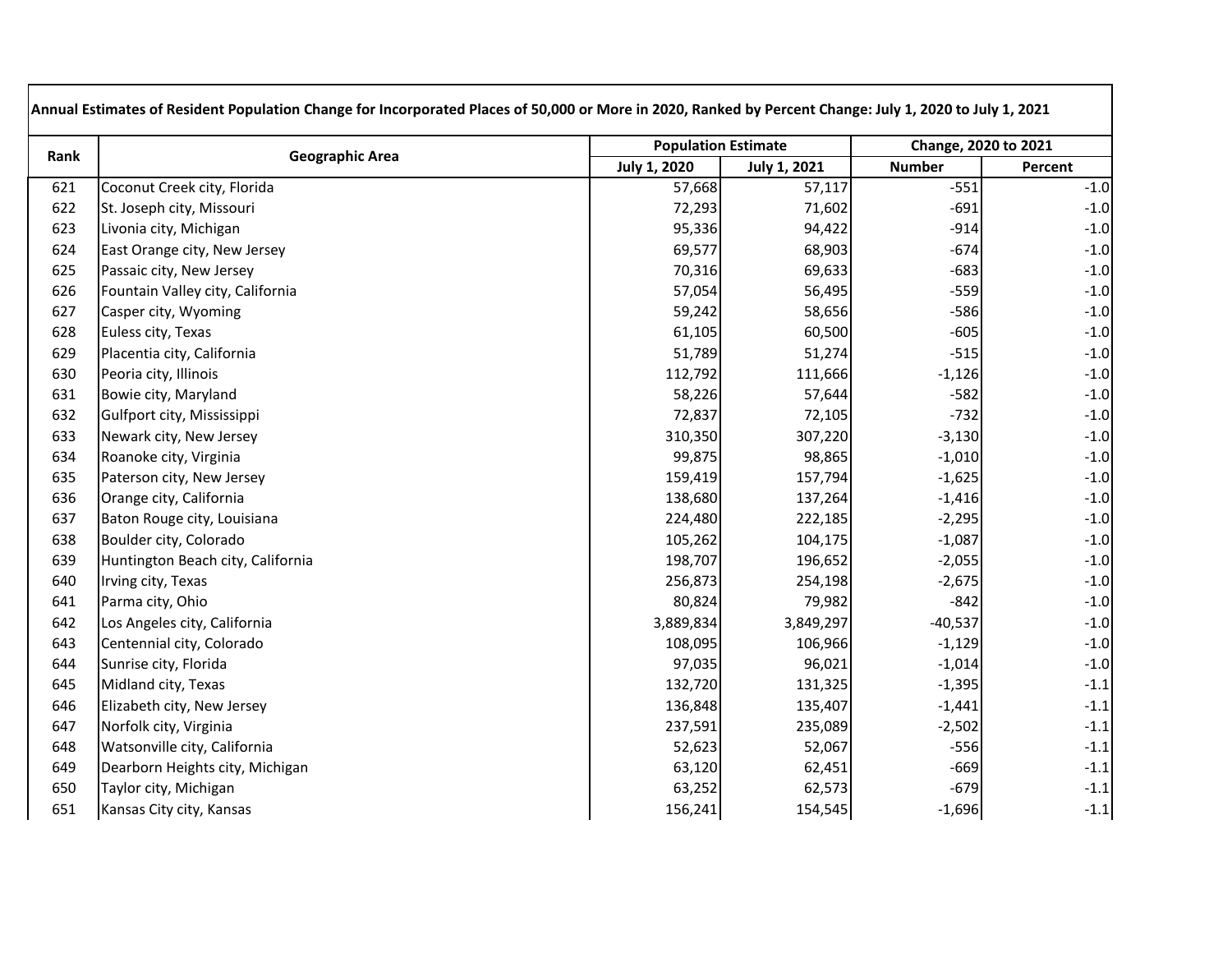| Annual Estimates of Resident Population Change for Incorporated Places of 50,000 or More in 2020, Ranked by Percent Change: July 1, 2020 to July 1, 2021 | | | | | |
|---|---|---|---|---|---|
| Rank | Geographic Area | Population Estimate | | Change, 2020 to 2021 | |
| | | July 1, 2020 | July 1, 2021 | Number | Percent |
| 621 | Coconut Creek city, Florida | 57,668 | 57,117 | -551 | -1.0 |
| 622 | St. Joseph city, Missouri | 72,293 | 71,602 | -691 | -1.0 |
| 623 | Livonia city, Michigan | 95,336 | 94,422 | -914 | -1.0 |
| 624 | East Orange city, New Jersey | 69,577 | 68,903 | -674 | -1.0 |
| 625 | Passaic city, New Jersey | 70,316 | 69,633 | -683 | -1.0 |
| 626 | Fountain Valley city, California | 57,054 | 56,495 | -559 | -1.0 |
| 627 | Casper city, Wyoming | 59,242 | 58,656 | -586 | -1.0 |
| 628 | Euless city, Texas | 61,105 | 60,500 | -605 | -1.0 |
| 629 | Placentia city, California | 51,789 | 51,274 | -515 | -1.0 |
| 630 | Peoria city, Illinois | 112,792 | 111,666 | -1,126 | -1.0 |
| 631 | Bowie city, Maryland | 58,226 | 57,644 | -582 | -1.0 |
| 632 | Gulfport city, Mississippi | 72,837 | 72,105 | -732 | -1.0 |
| 633 | Newark city, New Jersey | 310,350 | 307,220 | -3,130 | -1.0 |
| 634 | Roanoke city, Virginia | 99,875 | 98,865 | -1,010 | -1.0 |
| 635 | Paterson city, New Jersey | 159,419 | 157,794 | -1,625 | -1.0 |
| 636 | Orange city, California | 138,680 | 137,264 | -1,416 | -1.0 |
| 637 | Baton Rouge city, Louisiana | 224,480 | 222,185 | -2,295 | -1.0 |
| 638 | Boulder city, Colorado | 105,262 | 104,175 | -1,087 | -1.0 |
| 639 | Huntington Beach city, California | 198,707 | 196,652 | -2,055 | -1.0 |
| 640 | Irving city, Texas | 256,873 | 254,198 | -2,675 | -1.0 |
| 641 | Parma city, Ohio | 80,824 | 79,982 | -842 | -1.0 |
| 642 | Los Angeles city, California | 3,889,834 | 3,849,297 | -40,537 | -1.0 |
| 643 | Centennial city, Colorado | 108,095 | 106,966 | -1,129 | -1.0 |
| 644 | Sunrise city, Florida | 97,035 | 96,021 | -1,014 | -1.0 |
| 645 | Midland city, Texas | 132,720 | 131,325 | -1,395 | -1.1 |
| 646 | Elizabeth city, New Jersey | 136,848 | 135,407 | -1,441 | -1.1 |
| 647 | Norfolk city, Virginia | 237,591 | 235,089 | -2,502 | -1.1 |
| 648 | Watsonville city, California | 52,623 | 52,067 | -556 | -1.1 |
| 649 | Dearborn Heights city, Michigan | 63,120 | 62,451 | -669 | -1.1 |
| 650 | Taylor city, Michigan | 63,252 | 62,573 | -679 | -1.1 |
| 651 | Kansas City city, Kansas | 156,241 | 154,545 | -1,696 | -1.1 |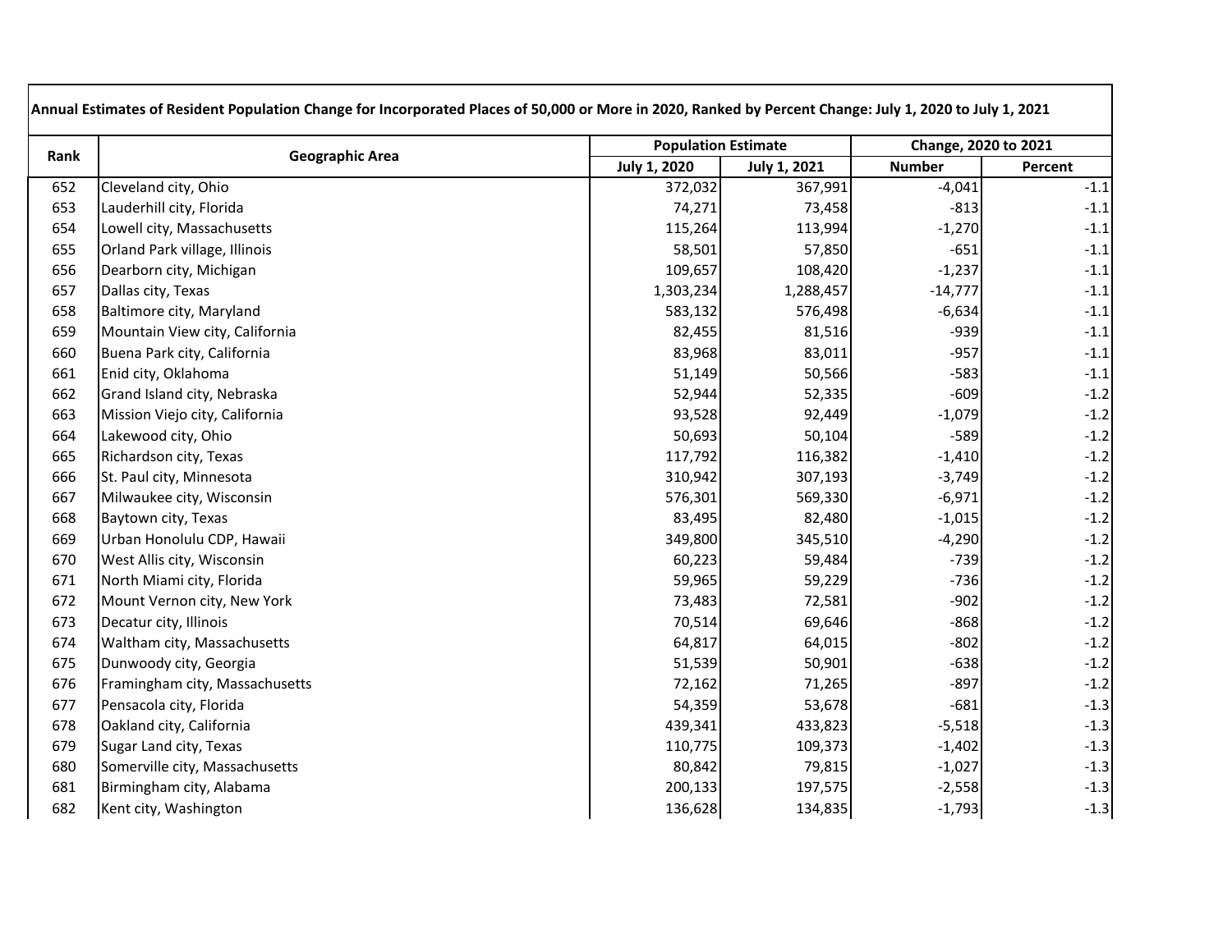| Annual Estimates of Resident Population Change for Incorporated Places of 50,000 or More in 2020, Ranked by Percent Change: July 1, 2020 to July 1, 2021 | | | | | |
|---|---|---|---|---|---|
| Rank | Geographic Area | Population Estimate | | Change, 2020 to 2021 | |
| | | July 1, 2020 | July 1, 2021 | Number | Percent |
| 652 | Cleveland city, Ohio | 372,032 | 367,991 | -4,041 | -1.1 |
| 653 | Lauderhill city, Florida | 74,271 | 73,458 | -813 | -1.1 |
| 654 | Lowell city, Massachusetts | 115,264 | 113,994 | -1,270 | -1.1 |
| 655 | Orland Park village, Illinois | 58,501 | 57,850 | -651 | -1.1 |
| 656 | Dearborn city, Michigan | 109,657 | 108,420 | -1,237 | -1.1 |
| 657 | Dallas city, Texas | 1,303,234 | 1,288,457 | -14,777 | -1.1 |
| 658 | Baltimore city, Maryland | 583,132 | 576,498 | -6,634 | -1.1 |
| 659 | Mountain View city, California | 82,455 | 81,516 | -939 | -1.1 |
| 660 | Buena Park city, California | 83,968 | 83,011 | -957 | -1.1 |
| 661 | Enid city, Oklahoma | 51,149 | 50,566 | -583 | -1.1 |
| 662 | Grand Island city, Nebraska | 52,944 | 52,335 | -609 | -1.2 |
| 663 | Mission Viejo city, California | 93,528 | 92,449 | -1,079 | -1.2 |
| 664 | Lakewood city, Ohio | 50,693 | 50,104 | -589 | -1.2 |
| 665 | Richardson city, Texas | 117,792 | 116,382 | -1,410 | -1.2 |
| 666 | St. Paul city, Minnesota | 310,942 | 307,193 | -3,749 | -1.2 |
| 667 | Milwaukee city, Wisconsin | 576,301 | 569,330 | -6,971 | -1.2 |
| 668 | Baytown city, Texas | 83,495 | 82,480 | -1,015 | -1.2 |
| 669 | Urban Honolulu CDP, Hawaii | 349,800 | 345,510 | -4,290 | -1.2 |
| 670 | West Allis city, Wisconsin | 60,223 | 59,484 | -739 | -1.2 |
| 671 | North Miami city, Florida | 59,965 | 59,229 | -736 | -1.2 |
| 672 | Mount Vernon city, New York | 73,483 | 72,581 | -902 | -1.2 |
| 673 | Decatur city, Illinois | 70,514 | 69,646 | -868 | -1.2 |
| 674 | Waltham city, Massachusetts | 64,817 | 64,015 | -802 | -1.2 |
| 675 | Dunwoody city, Georgia | 51,539 | 50,901 | -638 | -1.2 |
| 676 | Framingham city, Massachusetts | 72,162 | 71,265 | -897 | -1.2 |
| 677 | Pensacola city, Florida | 54,359 | 53,678 | -681 | -1.3 |
| 678 | Oakland city, California | 439,341 | 433,823 | -5,518 | -1.3 |
| 679 | Sugar Land city, Texas | 110,775 | 109,373 | -1,402 | -1.3 |
| 680 | Somerville city, Massachusetts | 80,842 | 79,815 | -1,027 | -1.3 |
| 681 | Birmingham city, Alabama | 200,133 | 197,575 | -2,558 | -1.3 |
| 682 | Kent city, Washington | 136,628 | 134,835 | -1,793 | -1.3 |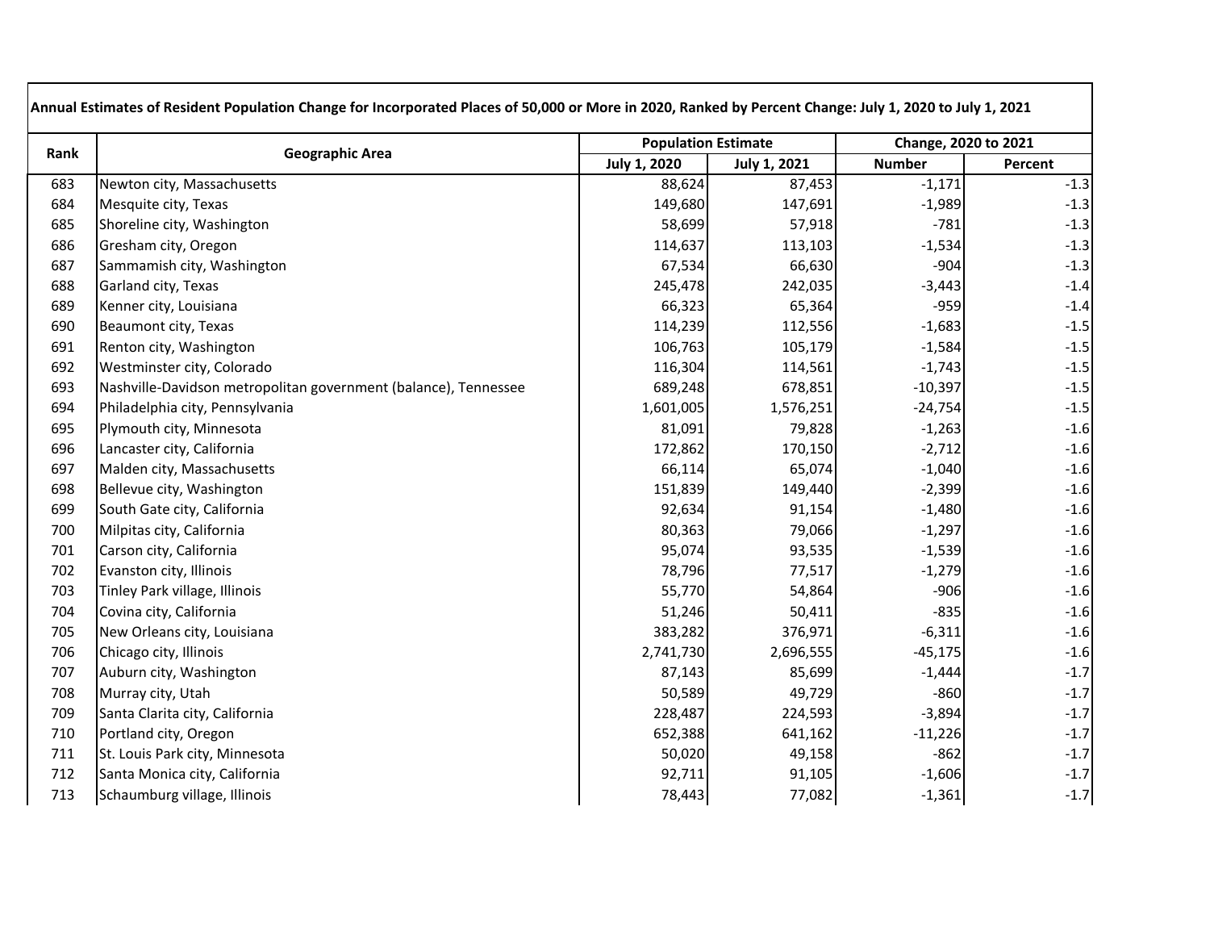| Annual Estimates of Resident Population Change for Incorporated Places of 50,000 or More in 2020, Ranked by Percent Change: July 1, 2020 to July 1, 2021 | | | | | |
|---|---|---|---|---|---|
| Rank | Geographic Area | Population Estimate | | Change, 2020 to 2021 | |
| | | July 1, 2020 | July 1, 2021 | Number | Percent |
| 683 | Newton city, Massachusetts | 88,624 | 87,453 | -1,171 | -1.3 |
| 684 | Mesquite city, Texas | 149,680 | 147,691 | -1,989 | -1.3 |
| 685 | Shoreline city, Washington | 58,699 | 57,918 | -781 | -1.3 |
| 686 | Gresham city, Oregon | 114,637 | 113,103 | -1,534 | -1.3 |
| 687 | Sammamish city, Washington | 67,534 | 66,630 | -904 | -1.3 |
| 688 | Garland city, Texas | 245,478 | 242,035 | -3,443 | -1.4 |
| 689 | Kenner city, Louisiana | 66,323 | 65,364 | -959 | -1.4 |
| 690 | Beaumont city, Texas | 114,239 | 112,556 | -1,683 | -1.5 |
| 691 | Renton city, Washington | 106,763 | 105,179 | -1,584 | -1.5 |
| 692 | Westminster city, Colorado | 116,304 | 114,561 | -1,743 | -1.5 |
| 693 | Nashville-Davidson metropolitan government (balance), Tennessee | 689,248 | 678,851 | -10,397 | -1.5 |
| 694 | Philadelphia city, Pennsylvania | 1,601,005 | 1,576,251 | -24,754 | -1.5 |
| 695 | Plymouth city, Minnesota | 81,091 | 79,828 | -1,263 | -1.6 |
| 696 | Lancaster city, California | 172,862 | 170,150 | -2,712 | -1.6 |
| 697 | Malden city, Massachusetts | 66,114 | 65,074 | -1,040 | -1.6 |
| 698 | Bellevue city, Washington | 151,839 | 149,440 | -2,399 | -1.6 |
| 699 | South Gate city, California | 92,634 | 91,154 | -1,480 | -1.6 |
| 700 | Milpitas city, California | 80,363 | 79,066 | -1,297 | -1.6 |
| 701 | Carson city, California | 95,074 | 93,535 | -1,539 | -1.6 |
| 702 | Evanston city, Illinois | 78,796 | 77,517 | -1,279 | -1.6 |
| 703 | Tinley Park village, Illinois | 55,770 | 54,864 | -906 | -1.6 |
| 704 | Covina city, California | 51,246 | 50,411 | -835 | -1.6 |
| 705 | New Orleans city, Louisiana | 383,282 | 376,971 | -6,311 | -1.6 |
| 706 | Chicago city, Illinois | 2,741,730 | 2,696,555 | -45,175 | -1.6 |
| 707 | Auburn city, Washington | 87,143 | 85,699 | -1,444 | -1.7 |
| 708 | Murray city, Utah | 50,589 | 49,729 | -860 | -1.7 |
| 709 | Santa Clarita city, California | 228,487 | 224,593 | -3,894 | -1.7 |
| 710 | Portland city, Oregon | 652,388 | 641,162 | -11,226 | -1.7 |
| 711 | St. Louis Park city, Minnesota | 50,020 | 49,158 | -862 | -1.7 |
| 712 | Santa Monica city, California | 92,711 | 91,105 | -1,606 | -1.7 |
| 713 | Schaumburg village, Illinois | 78,443 | 77,082 | -1,361 | -1.7 |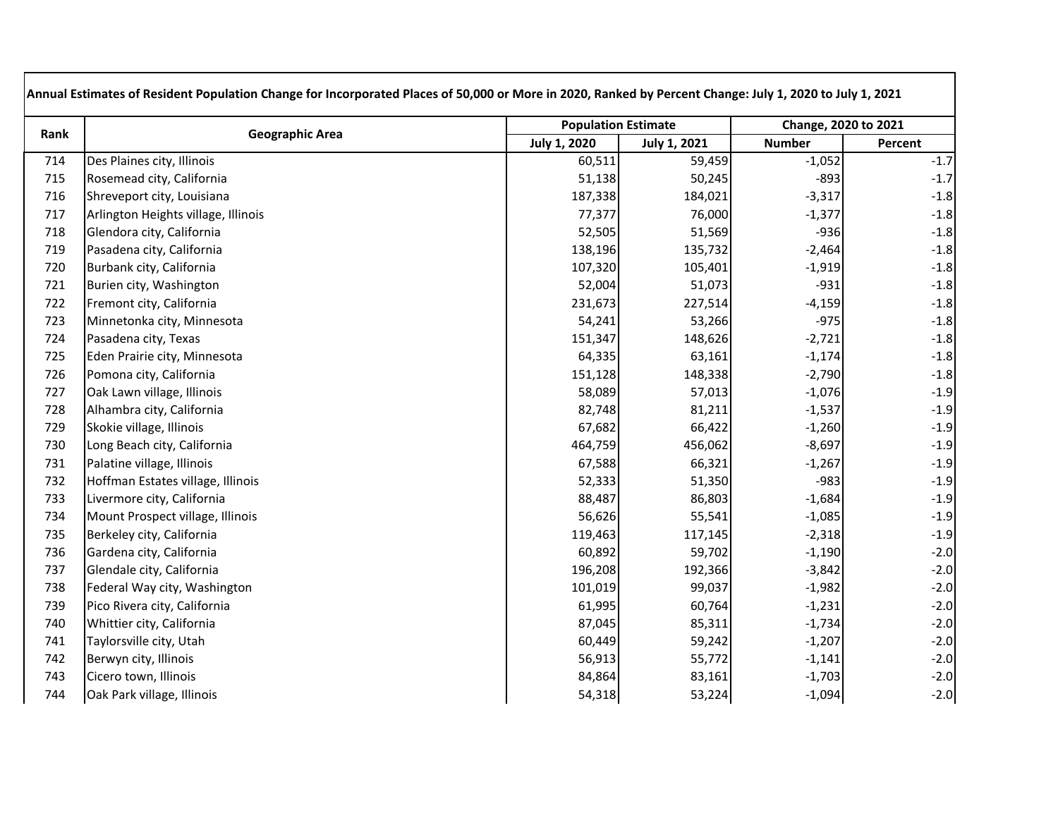| Annual Estimates of Resident Population Change for Incorporated Places of 50,000 or More in 2020, Ranked by Percent Change: July 1, 2020 to July 1, 2021 | | | | | |
|---|---|---|---|---|---|
| Rank | Geographic Area | Population Estimate | | Change, 2020 to 2021 | |
| | | July 1, 2020 | July 1, 2021 | Number | Percent |
| 714 | Des Plaines city, Illinois | 60,511 | 59,459 | -1,052 | -1.7 |
| 715 | Rosemead city, California | 51,138 | 50,245 | -893 | -1.7 |
| 716 | Shreveport city, Louisiana | 187,338 | 184,021 | -3,317 | -1.8 |
| 717 | Arlington Heights village, Illinois | 77,377 | 76,000 | -1,377 | -1.8 |
| 718 | Glendora city, California | 52,505 | 51,569 | -936 | -1.8 |
| 719 | Pasadena city, California | 138,196 | 135,732 | -2,464 | -1.8 |
| 720 | Burbank city, California | 107,320 | 105,401 | -1,919 | -1.8 |
| 721 | Burien city, Washington | 52,004 | 51,073 | -931 | -1.8 |
| 722 | Fremont city, California | 231,673 | 227,514 | -4,159 | -1.8 |
| 723 | Minnetonka city, Minnesota | 54,241 | 53,266 | -975 | -1.8 |
| 724 | Pasadena city, Texas | 151,347 | 148,626 | -2,721 | -1.8 |
| 725 | Eden Prairie city, Minnesota | 64,335 | 63,161 | -1,174 | -1.8 |
| 726 | Pomona city, California | 151,128 | 148,338 | -2,790 | -1.8 |
| 727 | Oak Lawn village, Illinois | 58,089 | 57,013 | -1,076 | -1.9 |
| 728 | Alhambra city, California | 82,748 | 81,211 | -1,537 | -1.9 |
| 729 | Skokie village, Illinois | 67,682 | 66,422 | -1,260 | -1.9 |
| 730 | Long Beach city, California | 464,759 | 456,062 | -8,697 | -1.9 |
| 731 | Palatine village, Illinois | 67,588 | 66,321 | -1,267 | -1.9 |
| 732 | Hoffman Estates village, Illinois | 52,333 | 51,350 | -983 | -1.9 |
| 733 | Livermore city, California | 88,487 | 86,803 | -1,684 | -1.9 |
| 734 | Mount Prospect village, Illinois | 56,626 | 55,541 | -1,085 | -1.9 |
| 735 | Berkeley city, California | 119,463 | 117,145 | -2,318 | -1.9 |
| 736 | Gardena city, California | 60,892 | 59,702 | -1,190 | -2.0 |
| 737 | Glendale city, California | 196,208 | 192,366 | -3,842 | -2.0 |
| 738 | Federal Way city, Washington | 101,019 | 99,037 | -1,982 | -2.0 |
| 739 | Pico Rivera city, California | 61,995 | 60,764 | -1,231 | -2.0 |
| 740 | Whittier city, California | 87,045 | 85,311 | -1,734 | -2.0 |
| 741 | Taylorsville city, Utah | 60,449 | 59,242 | -1,207 | -2.0 |
| 742 | Berwyn city, Illinois | 56,913 | 55,772 | -1,141 | -2.0 |
| 743 | Cicero town, Illinois | 84,864 | 83,161 | -1,703 | -2.0 |
| 744 | Oak Park village, Illinois | 54,318 | 53,224 | -1,094 | -2.0 |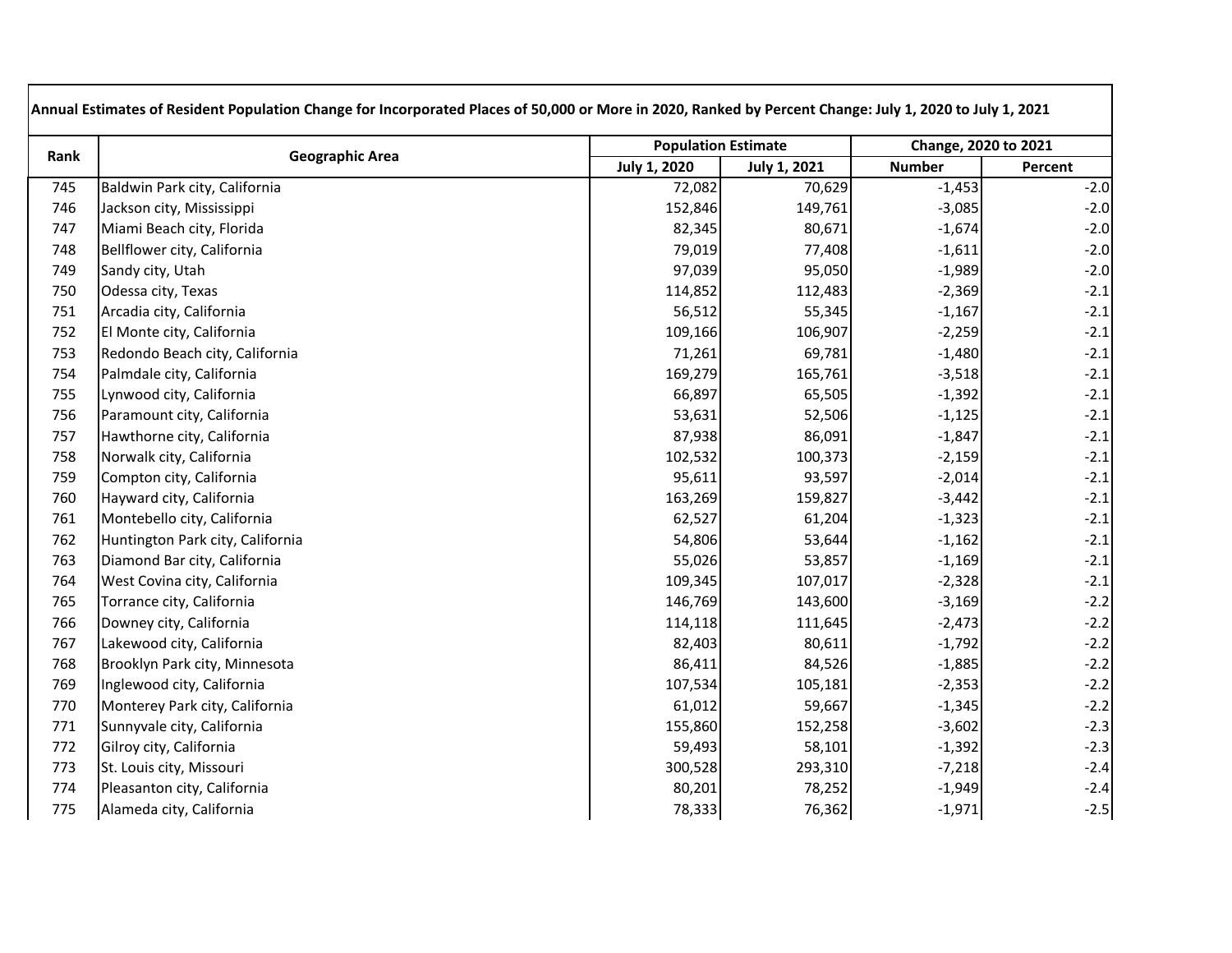| Annual Estimates of Resident Population Change for Incorporated Places of 50,000 or More in 2020, Ranked by Percent Change: July 1, 2020 to July 1, 2021 | | | | | |
|---|---|---|---|---|---|
| Rank | Geographic Area | Population Estimate | | Change, 2020 to 2021 | |
| | | July 1, 2020 | July 1, 2021 | Number | Percent |
| 745 | Baldwin Park city, California | 72,082 | 70,629 | -1,453 | -2.0 |
| 746 | Jackson city, Mississippi | 152,846 | 149,761 | -3,085 | -2.0 |
| 747 | Miami Beach city, Florida | 82,345 | 80,671 | -1,674 | -2.0 |
| 748 | Bellflower city, California | 79,019 | 77,408 | -1,611 | -2.0 |
| 749 | Sandy city, Utah | 97,039 | 95,050 | -1,989 | -2.0 |
| 750 | Odessa city, Texas | 114,852 | 112,483 | -2,369 | -2.1 |
| 751 | Arcadia city, California | 56,512 | 55,345 | -1,167 | -2.1 |
| 752 | El Monte city, California | 109,166 | 106,907 | -2,259 | -2.1 |
| 753 | Redondo Beach city, California | 71,261 | 69,781 | -1,480 | -2.1 |
| 754 | Palmdale city, California | 169,279 | 165,761 | -3,518 | -2.1 |
| 755 | Lynwood city, California | 66,897 | 65,505 | -1,392 | -2.1 |
| 756 | Paramount city, California | 53,631 | 52,506 | -1,125 | -2.1 |
| 757 | Hawthorne city, California | 87,938 | 86,091 | -1,847 | -2.1 |
| 758 | Norwalk city, California | 102,532 | 100,373 | -2,159 | -2.1 |
| 759 | Compton city, California | 95,611 | 93,597 | -2,014 | -2.1 |
| 760 | Hayward city, California | 163,269 | 159,827 | -3,442 | -2.1 |
| 761 | Montebello city, California | 62,527 | 61,204 | -1,323 | -2.1 |
| 762 | Huntington Park city, California | 54,806 | 53,644 | -1,162 | -2.1 |
| 763 | Diamond Bar city, California | 55,026 | 53,857 | -1,169 | -2.1 |
| 764 | West Covina city, California | 109,345 | 107,017 | -2,328 | -2.1 |
| 765 | Torrance city, California | 146,769 | 143,600 | -3,169 | -2.2 |
| 766 | Downey city, California | 114,118 | 111,645 | -2,473 | -2.2 |
| 767 | Lakewood city, California | 82,403 | 80,611 | -1,792 | -2.2 |
| 768 | Brooklyn Park city, Minnesota | 86,411 | 84,526 | -1,885 | -2.2 |
| 769 | Inglewood city, California | 107,534 | 105,181 | -2,353 | -2.2 |
| 770 | Monterey Park city, California | 61,012 | 59,667 | -1,345 | -2.2 |
| 771 | Sunnyvale city, California | 155,860 | 152,258 | -3,602 | -2.3 |
| 772 | Gilroy city, California | 59,493 | 58,101 | -1,392 | -2.3 |
| 773 | St. Louis city, Missouri | 300,528 | 293,310 | -7,218 | -2.4 |
| 774 | Pleasanton city, California | 80,201 | 78,252 | -1,949 | -2.4 |
| 775 | Alameda city, California | 78,333 | 76,362 | -1,971 | -2.5 |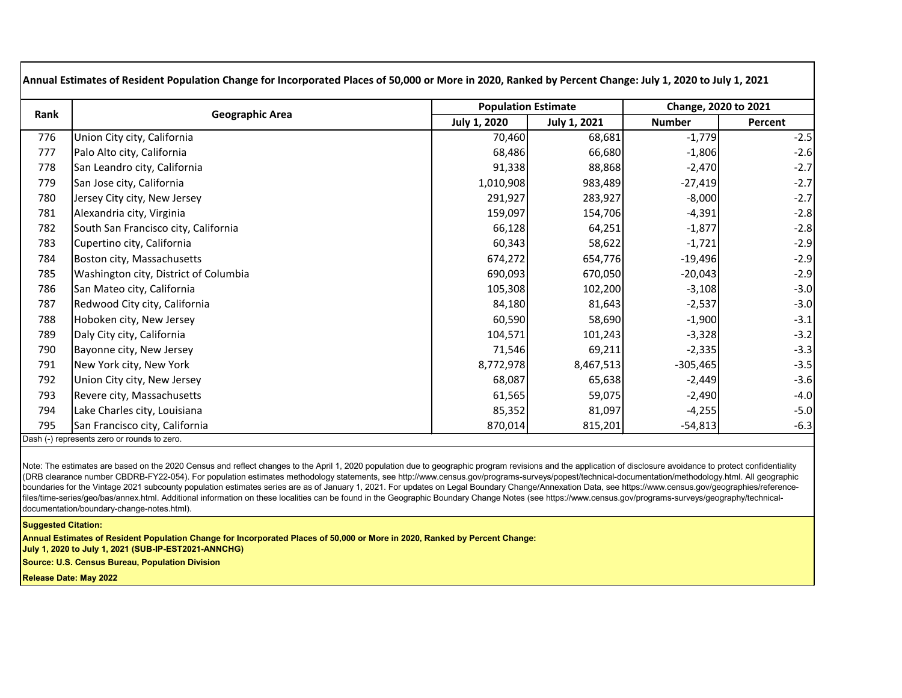**Annual Estimates of Resident Population Change for Incorporated Places of 50,000 or More in 2020, Ranked by Percent Change: July 1, 2020 to July 1, 2021**

| Rank | Geographic Area | Population Estimate | | Change, 2020 to 2021 | |
|---|---|---|---|---|---|
| | | July 1, 2020 | July 1, 2021 | Number | Percent |
| 776 | Union City city, California | 70,460 | 68,681 | -1,779 | -2.5 |
| 777 | Palo Alto city, California | 68,486 | 66,680 | -1,806 | -2.6 |
| 778 | San Leandro city, California | 91,338 | 88,868 | -2,470 | -2.7 |
| 779 | San Jose city, California | 1,010,908 | 983,489 | -27,419 | -2.7 |
| 780 | Jersey City city, New Jersey | 291,927 | 283,927 | -8,000 | -2.7 |
| 781 | Alexandria city, Virginia | 159,097 | 154,706 | -4,391 | -2.8 |
| 782 | South San Francisco city, California | 66,128 | 64,251 | -1,877 | -2.8 |
| 783 | Cupertino city, California | 60,343 | 58,622 | -1,721 | -2.9 |
| 784 | Boston city, Massachusetts | 674,272 | 654,776 | -19,496 | -2.9 |
| 785 | Washington city, District of Columbia | 690,093 | 670,050 | -20,043 | -2.9 |
| 786 | San Mateo city, California | 105,308 | 102,200 | -3,108 | -3.0 |
| 787 | Redwood City city, California | 84,180 | 81,643 | -2,537 | -3.0 |
| 788 | Hoboken city, New Jersey | 60,590 | 58,690 | -1,900 | -3.1 |
| 789 | Daly City city, California | 104,571 | 101,243 | -3,328 | -3.2 |
| 790 | Bayonne city, New Jersey | 71,546 | 69,211 | -2,335 | -3.3 |
| 791 | New York city, New York | 8,772,978 | 8,467,513 | -305,465 | -3.5 |
| 792 | Union City city, New Jersey | 68,087 | 65,638 | -2,449 | -3.6 |
| 793 | Revere city, Massachusetts | 61,565 | 59,075 | -2,490 | -4.0 |
| 794 | Lake Charles city, Louisiana | 85,352 | 81,097 | -4,255 | -5.0 |
| 795 | San Francisco city, California | 870,014 | 815,201 | -54,813 | -6.3 |

Dash (-) represents zero or rounds to zero.

Note: The estimates are based on the 2020 Census and reflect changes to the April 1, 2020 population due to geographic program revisions and the application of disclosure avoidance to protect confidentiality (DRB clearance number CBDRB-FY22-054). For population estimates methodology statements, see http://www.census.gov/programs-surveys/popest/technical-documentation/methodology.html. All geographic boundaries for the Vintage 2021 subcounty population estimates series are as of January 1, 2021. For updates on Legal Boundary Change/Annexation Data, see https://www.census.gov/geographies/reference-files/time-series/geo/bas/annex.html. Additional information on these localities can be found in the Geographic Boundary Change Notes (see https://www.census.gov/programs-surveys/geography/technical-documentation/boundary-change-notes.html).

**Suggested Citation:**

**Annual Estimates of Resident Population Change for Incorporated Places of 50,000 or More in 2020, Ranked by Percent Change: July 1, 2020 to July 1, 2021 (SUB-IP-EST2021-ANNCHG)**

**Source: U.S. Census Bureau, Population Division**

**Release Date: May 2022**